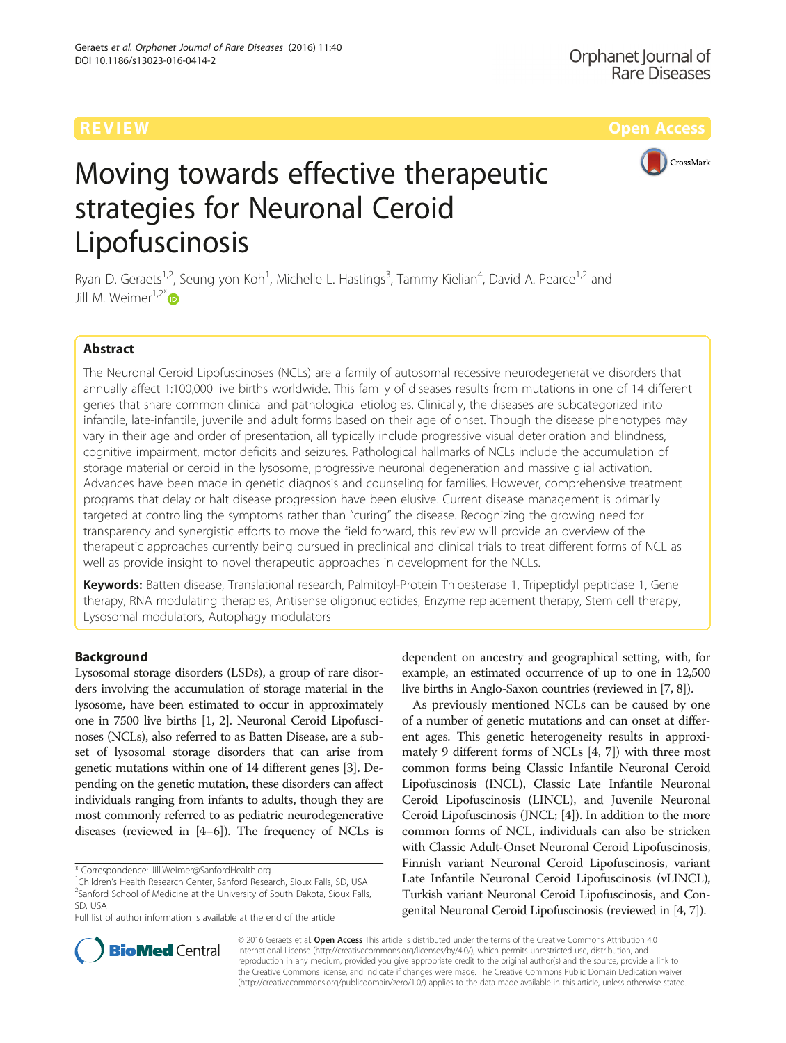REVIEW Open Access

# Moving towards effective therapeutic strategies for Neuronal Ceroid Lipofuscinosis

Ryan D. Geraets[1,2], Seung yon Koh[1], Michelle L. Hastings[3], Tammy Kielian[4], David A. Pearce[1,2] and Jill M. Weimer[1,2*]

## Abstract

The Neuronal Ceroid Lipofuscinoses (NCLs) are a family of autosomal recessive neurodegenerative disorders that annually affect 1:100,000 live births worldwide. This family of diseases results from mutations in one of 14 different genes that share common clinical and pathological etiologies. Clinically, the diseases are subcategorized into infantile, late-infantile, juvenile and adult forms based on their age of onset. Though the disease phenotypes may vary in their age and order of presentation, all typically include progressive visual deterioration and blindness, cognitive impairment, motor deficits and seizures. Pathological hallmarks of NCLs include the accumulation of storage material or ceroid in the lysosome, progressive neuronal degeneration and massive glial activation. Advances have been made in genetic diagnosis and counseling for families. However, comprehensive treatment programs that delay or halt disease progression have been elusive. Current disease management is primarily targeted at controlling the symptoms rather than "curing" the disease. Recognizing the growing need for transparency and synergistic efforts to move the field forward, this review will provide an overview of the therapeutic approaches currently being pursued in preclinical and clinical trials to treat different forms of NCL as well as provide insight to novel therapeutic approaches in development for the NCLs.

**Keywords:** Batten disease, Translational research, Palmitoyl-Protein Thioesterase 1, Tripeptidyl peptidase 1, Gene therapy, RNA modulating therapies, Antisense oligonucleotides, Enzyme replacement therapy, Stem cell therapy, Lysosomal modulators, Autophagy modulators

## Background

Lysosomal storage disorders (LSDs), a group of rare disorders involving the accumulation of storage material in the lysosome, have been estimated to occur in approximately one in 7500 live births [1, 2]. Neuronal Ceroid Lipofuscinoses (NCLs), also referred to as Batten Disease, are a subset of lysosomal storage disorders that can arise from genetic mutations within one of 14 different genes [3]. Depending on the genetic mutation, these disorders can affect individuals ranging from infants to adults, though they are most commonly referred to as pediatric neurodegenerative diseases (reviewed in [4–6]). The frequency of NCLs is dependent on ancestry and geographical setting, with, for example, an estimated occurrence of up to one in 12,500 live births in Anglo-Saxon countries (reviewed in [7, 8]).

As previously mentioned NCLs can be caused by one of a number of genetic mutations and can onset at different ages. This genetic heterogeneity results in approximately 9 different forms of NCLs [4, 7]) with three most common forms being Classic Infantile Neuronal Ceroid Lipofuscinosis (INCL), Classic Late Infantile Neuronal Ceroid Lipofuscinosis (LINCL), and Juvenile Neuronal Ceroid Lipofuscinosis (JNCL; [4]). In addition to the more common forms of NCL, individuals can also be stricken with Classic Adult-Onset Neuronal Ceroid Lipofuscinosis, Finnish variant Neuronal Ceroid Lipofuscinosis, variant Late Infantile Neuronal Ceroid Lipofuscinosis (vLINCL), Turkish variant Neuronal Ceroid Lipofuscinosis, and Congenital Neuronal Ceroid Lipofuscinosis (reviewed in [4, 7]).

* Correspondence: Jill.Weimer@SanfordHealth.org
[1]Children's Health Research Center, Sanford Research, Sioux Falls, SD, USA
[2]Sanford School of Medicine at the University of South Dakota, Sioux Falls, SD, USA
Full list of author information is available at the end of the article

© 2016 Geraets et al. **Open Access** This article is distributed under the terms of the Creative Commons Attribution 4.0 International License (http://creativecommons.org/licenses/by/4.0/), which permits unrestricted use, distribution, and reproduction in any medium, provided you give appropriate credit to the original author(s) and the source, provide a link to the Creative Commons license, and indicate if changes were made. The Creative Commons Public Domain Dedication waiver (http://creativecommons.org/publicdomain/zero/1.0/) applies to the data made available in this article, unless otherwise stated.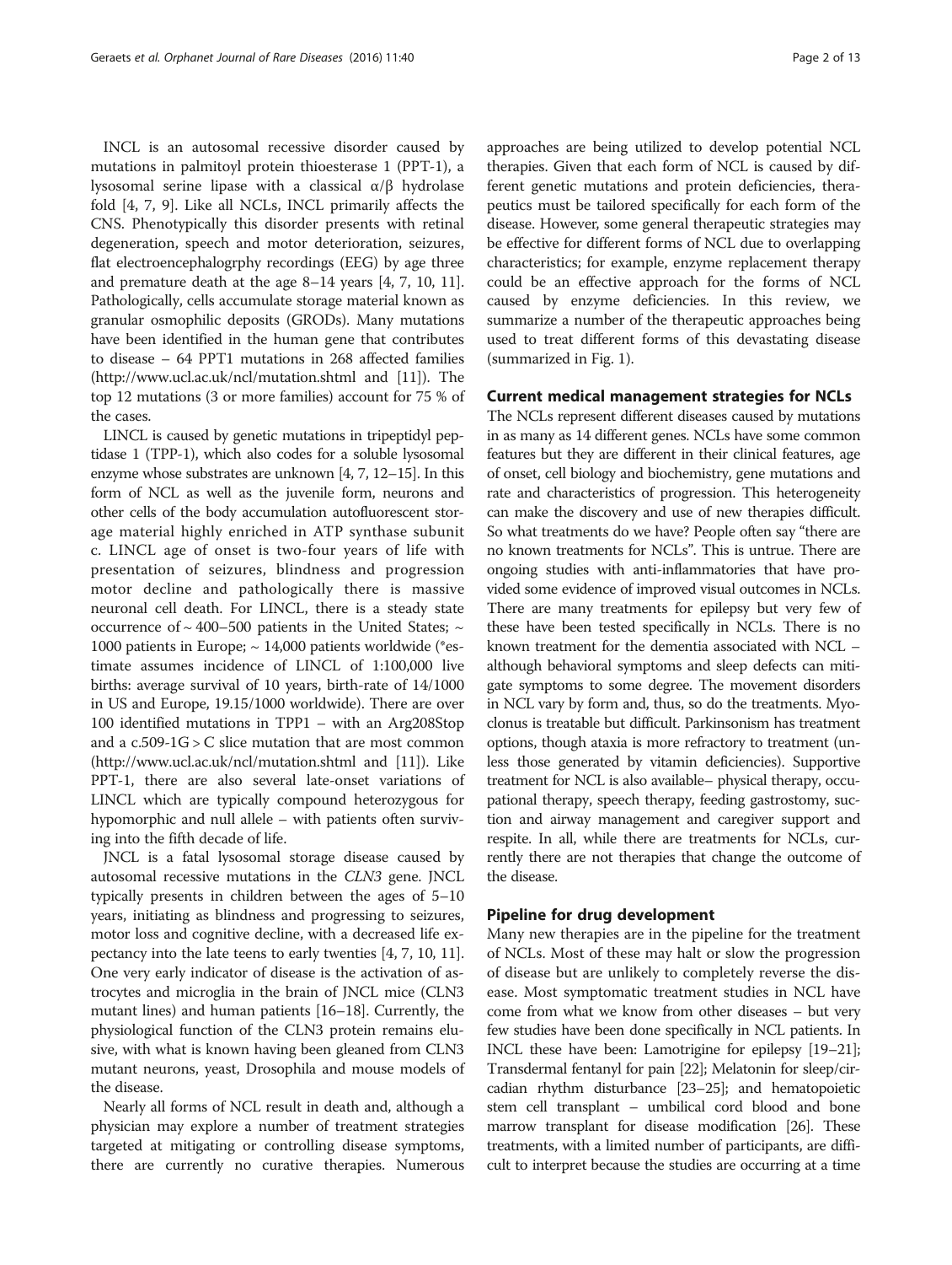INCL is an autosomal recessive disorder caused by mutations in palmitoyl protein thioesterase 1 (PPT-1), a lysosomal serine lipase with a classical α/β hydrolase fold [4, 7, 9]. Like all NCLs, INCL primarily affects the CNS. Phenotypically this disorder presents with retinal degeneration, speech and motor deterioration, seizures, flat electroencephalogrphy recordings (EEG) by age three and premature death at the age 8–14 years [4, 7, 10, 11]. Pathologically, cells accumulate storage material known as granular osmophilic deposits (GRODs). Many mutations have been identified in the human gene that contributes to disease – 64 PPT1 mutations in 268 affected families (http://www.ucl.ac.uk/ncl/mutation.shtml and [11]). The top 12 mutations (3 or more families) account for 75 % of the cases.

LINCL is caused by genetic mutations in tripeptidyl peptidase 1 (TPP-1), which also codes for a soluble lysosomal enzyme whose substrates are unknown [4, 7, 12–15]. In this form of NCL as well as the juvenile form, neurons and other cells of the body accumulation autofluorescent storage material highly enriched in ATP synthase subunit c. LINCL age of onset is two-four years of life with presentation of seizures, blindness and progression motor decline and pathologically there is massive neuronal cell death. For LINCL, there is a steady state occurrence of ~ 400–500 patients in the United States; ~ 1000 patients in Europe; ~ 14,000 patients worldwide (*estimate assumes incidence of LINCL of 1:100,000 live births: average survival of 10 years, birth-rate of 14/1000 in US and Europe, 19.15/1000 worldwide). There are over 100 identified mutations in TPP1 – with an Arg208Stop and a c.509-1G > C slice mutation that are most common (http://www.ucl.ac.uk/ncl/mutation.shtml and [11]). Like PPT-1, there are also several late-onset variations of LINCL which are typically compound heterozygous for hypomorphic and null allele – with patients often surviving into the fifth decade of life.

JNCL is a fatal lysosomal storage disease caused by autosomal recessive mutations in the *CLN3* gene. JNCL typically presents in children between the ages of 5–10 years, initiating as blindness and progressing to seizures, motor loss and cognitive decline, with a decreased life expectancy into the late teens to early twenties [4, 7, 10, 11]. One very early indicator of disease is the activation of astrocytes and microglia in the brain of JNCL mice (CLN3 mutant lines) and human patients [16–18]. Currently, the physiological function of the CLN3 protein remains elusive, with what is known having been gleaned from CLN3 mutant neurons, yeast, Drosophila and mouse models of the disease.

Nearly all forms of NCL result in death and, although a physician may explore a number of treatment strategies targeted at mitigating or controlling disease symptoms, there are currently no curative therapies. Numerous approaches are being utilized to develop potential NCL therapies. Given that each form of NCL is caused by different genetic mutations and protein deficiencies, therapeutics must be tailored specifically for each form of the disease. However, some general therapeutic strategies may be effective for different forms of NCL due to overlapping characteristics; for example, enzyme replacement therapy could be an effective approach for the forms of NCL caused by enzyme deficiencies. In this review, we summarize a number of the therapeutic approaches being used to treat different forms of this devastating disease (summarized in Fig. 1).

## Current medical management strategies for NCLs

The NCLs represent different diseases caused by mutations in as many as 14 different genes. NCLs have some common features but they are different in their clinical features, age of onset, cell biology and biochemistry, gene mutations and rate and characteristics of progression. This heterogeneity can make the discovery and use of new therapies difficult. So what treatments do we have? People often say "there are no known treatments for NCLs". This is untrue. There are ongoing studies with anti-inflammatories that have provided some evidence of improved visual outcomes in NCLs. There are many treatments for epilepsy but very few of these have been tested specifically in NCLs. There is no known treatment for the dementia associated with NCL – although behavioral symptoms and sleep defects can mitigate symptoms to some degree. The movement disorders in NCL vary by form and, thus, so do the treatments. Myoclonus is treatable but difficult. Parkinsonism has treatment options, though ataxia is more refractory to treatment (unless those generated by vitamin deficiencies). Supportive treatment for NCL is also available– physical therapy, occupational therapy, speech therapy, feeding gastrostomy, suction and airway management and caregiver support and respite. In all, while there are treatments for NCLs, currently there are not therapies that change the outcome of the disease.

## Pipeline for drug development

Many new therapies are in the pipeline for the treatment of NCLs. Most of these may halt or slow the progression of disease but are unlikely to completely reverse the disease. Most symptomatic treatment studies in NCL have come from what we know from other diseases – but very few studies have been done specifically in NCL patients. In INCL these have been: Lamotrigine for epilepsy [19–21]; Transdermal fentanyl for pain [22]; Melatonin for sleep/circadian rhythm disturbance [23–25]; and hematopoietic stem cell transplant – umbilical cord blood and bone marrow transplant for disease modification [26]. These treatments, with a limited number of participants, are difficult to interpret because the studies are occurring at a time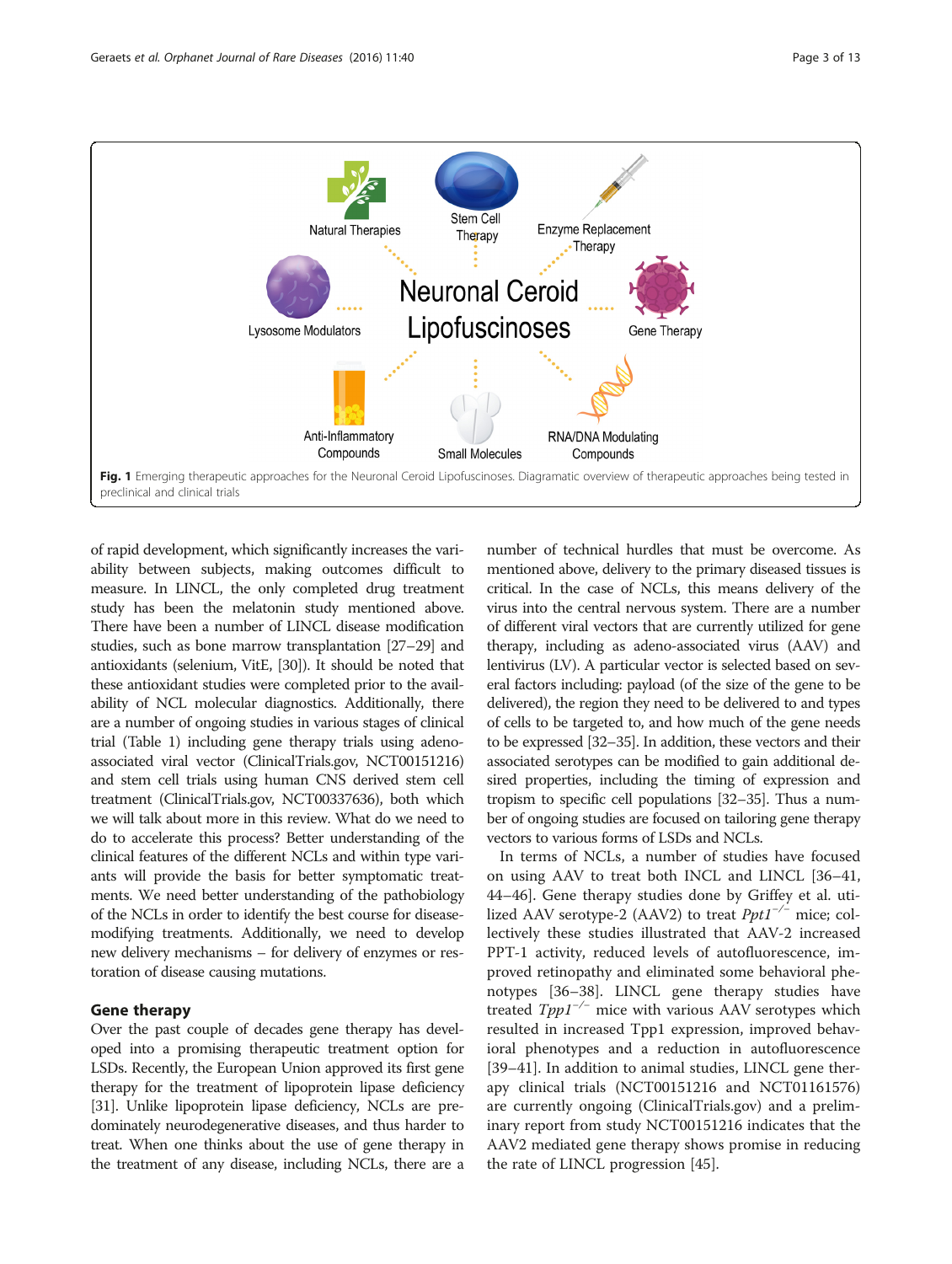Fig. 1 Emerging therapeutic approaches for the Neuronal Ceroid Lipofuscinoses. Diagramatic overview of therapeutic approaches being tested in preclinical and clinical trials

of rapid development, which significantly increases the variability between subjects, making outcomes difficult to measure. In LINCL, the only completed drug treatment study has been the melatonin study mentioned above. There have been a number of LINCL disease modification studies, such as bone marrow transplantation [27–29] and antioxidants (selenium, VitE, [30]). It should be noted that these antioxidant studies were completed prior to the availability of NCL molecular diagnostics. Additionally, there are a number of ongoing studies in various stages of clinical trial (Table 1) including gene therapy trials using adeno-associated viral vector (ClinicalTrials.gov, NCT00151216) and stem cell trials using human CNS derived stem cell treatment (ClinicalTrials.gov, NCT00337636), both which we will talk about more in this review. What do we need to do to accelerate this process? Better understanding of the clinical features of the different NCLs and within type variants will provide the basis for better symptomatic treatments. We need better understanding of the pathobiology of the NCLs in order to identify the best course for disease-modifying treatments. Additionally, we need to develop new delivery mechanisms – for delivery of enzymes or restoration of disease causing mutations.

## Gene therapy

Over the past couple of decades gene therapy has developed into a promising therapeutic treatment option for LSDs. Recently, the European Union approved its first gene therapy for the treatment of lipoprotein lipase deficiency [31]. Unlike lipoprotein lipase deficiency, NCLs are predominately neurodegenerative diseases, and thus harder to treat. When one thinks about the use of gene therapy in the treatment of any disease, including NCLs, there are a number of technical hurdles that must be overcome. As mentioned above, delivery to the primary diseased tissues is critical. In the case of NCLs, this means delivery of the virus into the central nervous system. There are a number of different viral vectors that are currently utilized for gene therapy, including as adeno-associated virus (AAV) and lentivirus (LV). A particular vector is selected based on several factors including: payload (of the size of the gene to be delivered), the region they need to be delivered to and types of cells to be targeted to, and how much of the gene needs to be expressed [32–35]. In addition, these vectors and their associated serotypes can be modified to gain additional desired properties, including the timing of expression and tropism to specific cell populations [32–35]. Thus a number of ongoing studies are focused on tailoring gene therapy vectors to various forms of LSDs and NCLs.

In terms of NCLs, a number of studies have focused on using AAV to treat both INCL and LINCL [36–41, 44–46]. Gene therapy studies done by Griffey et al. utilized AAV serotype-2 (AAV2) to treat *Ppt1*$^{-/-}$ mice; collectively these studies illustrated that AAV-2 increased PPT-1 activity, reduced levels of autofluorescence, improved retinopathy and eliminated some behavioral phenotypes [36–38]. LINCL gene therapy studies have treated *Tpp1*$^{-/-}$ mice with various AAV serotypes which resulted in increased Tpp1 expression, improved behavioral phenotypes and a reduction in autofluorescence [39–41]. In addition to animal studies, LINCL gene therapy clinical trials (NCT00151216 and NCT01161576) are currently ongoing (ClinicalTrials.gov) and a preliminary report from study NCT00151216 indicates that the AAV2 mediated gene therapy shows promise in reducing the rate of LINCL progression [45].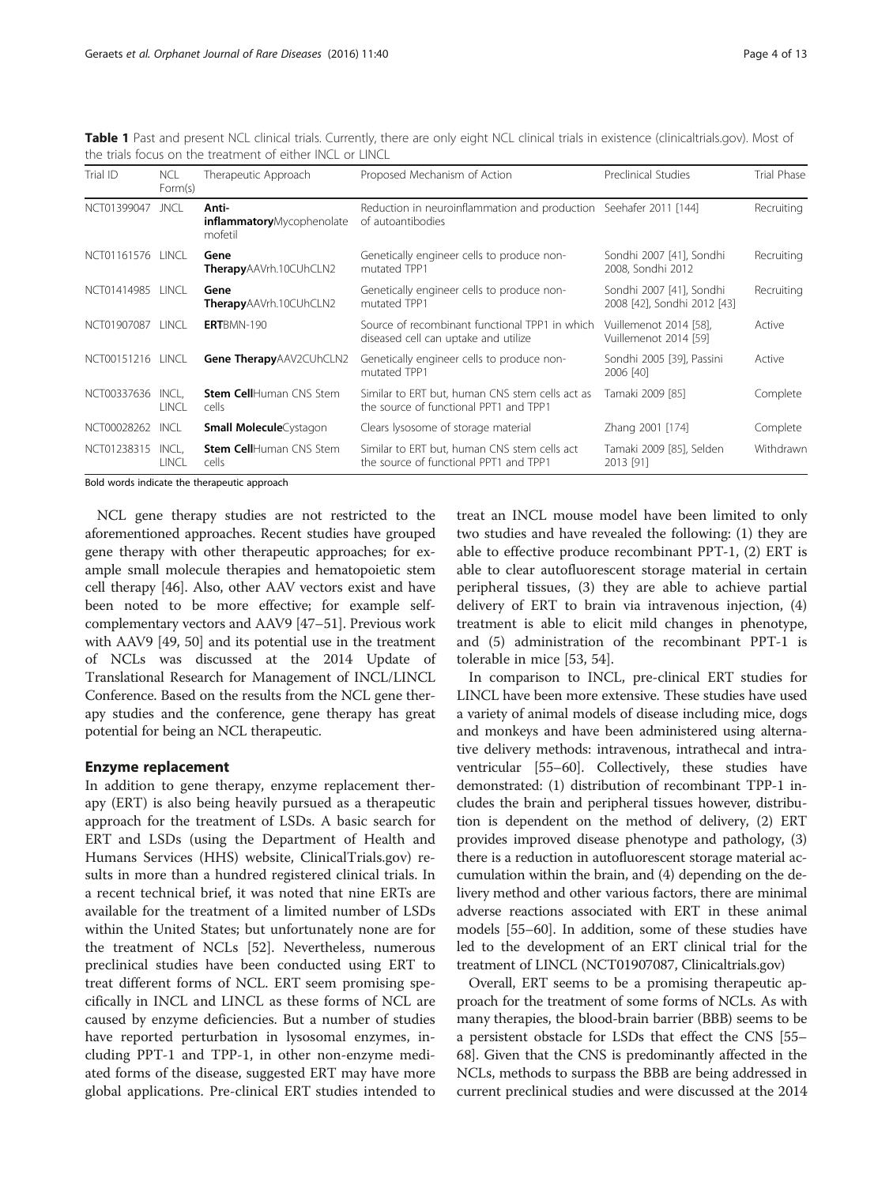**Table 1** Past and present NCL clinical trials. Currently, there are only eight NCL clinical trials in existence (clinicaltrials.gov). Most of the trials focus on the treatment of either INCL or LINCL

| Trial ID | NCL Form(s) | Therapeutic Approach | Proposed Mechanism of Action | Preclinical Studies | Trial Phase |
|---|---|---|---|---|---|
| NCT01399047 | JNCL | **Anti-inflammatory**Mycophenolate mofetil | Reduction in neuroinflammation and production of autoantibodies | Seehafer 2011 [144] | Recruiting |
| NCT01161576 | LINCL | **Gene Therapy**AAVrh.10CUhCLN2 | Genetically engineer cells to produce non-mutated TPP1 | Sondhi 2007 [41], Sondhi 2008, Sondhi 2012 | Recruiting |
| NCT01414985 | LINCL | **Gene Therapy**AAVrh.10CUhCLN2 | Genetically engineer cells to produce non-mutated TPP1 | Sondhi 2007 [41], Sondhi 2008 [42], Sondhi 2012 [43] | Recruiting |
| NCT01907087 | LINCL | **ERT**BMN-190 | Source of recombinant functional TPP1 in which diseased cell can uptake and utilize | Vuillemenot 2014 [58], Vuillemenot 2014 [59] | Active |
| NCT00151216 | LINCL | **Gene Therapy**AAV2CUhCLN2 | Genetically engineer cells to produce non-mutated TPP1 | Sondhi 2005 [39], Passini 2006 [40] | Active |
| NCT00337636 | INCL, LINCL | **Stem Cell**Human CNS Stem cells | Similar to ERT but, human CNS stem cells act as the source of functional PPT1 and TPP1 | Tamaki 2009 [85] | Complete |
| NCT00028262 | INCL | **Small Molecule**Cystagon | Clears lysosome of storage material | Zhang 2001 [174] | Complete |
| NCT01238315 | INCL, LINCL | **Stem Cell**Human CNS Stem cells | Similar to ERT but, human CNS stem cells act the source of functional PPT1 and TPP1 | Tamaki 2009 [85], Selden 2013 [91] | Withdrawn |

Bold words indicate the therapeutic approach

NCL gene therapy studies are not restricted to the aforementioned approaches. Recent studies have grouped gene therapy with other therapeutic approaches; for example small molecule therapies and hematopoietic stem cell therapy [46]. Also, other AAV vectors exist and have been noted to be more effective; for example self-complementary vectors and AAV9 [47–51]. Previous work with AAV9 [49, 50] and its potential use in the treatment of NCLs was discussed at the 2014 Update of Translational Research for Management of INCL/LINCL Conference. Based on the results from the NCL gene therapy studies and the conference, gene therapy has great potential for being an NCL therapeutic.

## Enzyme replacement

In addition to gene therapy, enzyme replacement therapy (ERT) is also being heavily pursued as a therapeutic approach for the treatment of LSDs. A basic search for ERT and LSDs (using the Department of Health and Humans Services (HHS) website, ClinicalTrials.gov) results in more than a hundred registered clinical trials. In a recent technical brief, it was noted that nine ERTs are available for the treatment of a limited number of LSDs within the United States; but unfortunately none are for the treatment of NCLs [52]. Nevertheless, numerous preclinical studies have been conducted using ERT to treat different forms of NCL. ERT seem promising specifically in INCL and LINCL as these forms of NCL are caused by enzyme deficiencies. But a number of studies have reported perturbation in lysosomal enzymes, including PPT-1 and TPP-1, in other non-enzyme mediated forms of the disease, suggested ERT may have more global applications. Pre-clinical ERT studies intended to treat an INCL mouse model have been limited to only two studies and have revealed the following: (1) they are able to effective produce recombinant PPT-1, (2) ERT is able to clear autofluorescent storage material in certain peripheral tissues, (3) they are able to achieve partial delivery of ERT to brain via intravenous injection, (4) treatment is able to elicit mild changes in phenotype, and (5) administration of the recombinant PPT-1 is tolerable in mice [53, 54].

In comparison to INCL, pre-clinical ERT studies for LINCL have been more extensive. These studies have used a variety of animal models of disease including mice, dogs and monkeys and have been administered using alternative delivery methods: intravenous, intrathecal and intraventricular [55–60]. Collectively, these studies have demonstrated: (1) distribution of recombinant TPP-1 includes the brain and peripheral tissues however, distribution is dependent on the method of delivery, (2) ERT provides improved disease phenotype and pathology, (3) there is a reduction in autofluorescent storage material accumulation within the brain, and (4) depending on the delivery method and other various factors, there are minimal adverse reactions associated with ERT in these animal models [55–60]. In addition, some of these studies have led to the development of an ERT clinical trial for the treatment of LINCL (NCT01907087, Clinicaltrials.gov)

Overall, ERT seems to be a promising therapeutic approach for the treatment of some forms of NCLs. As with many therapies, the blood-brain barrier (BBB) seems to be a persistent obstacle for LSDs that effect the CNS [55–68]. Given that the CNS is predominantly affected in the NCLs, methods to surpass the BBB are being addressed in current preclinical studies and were discussed at the 2014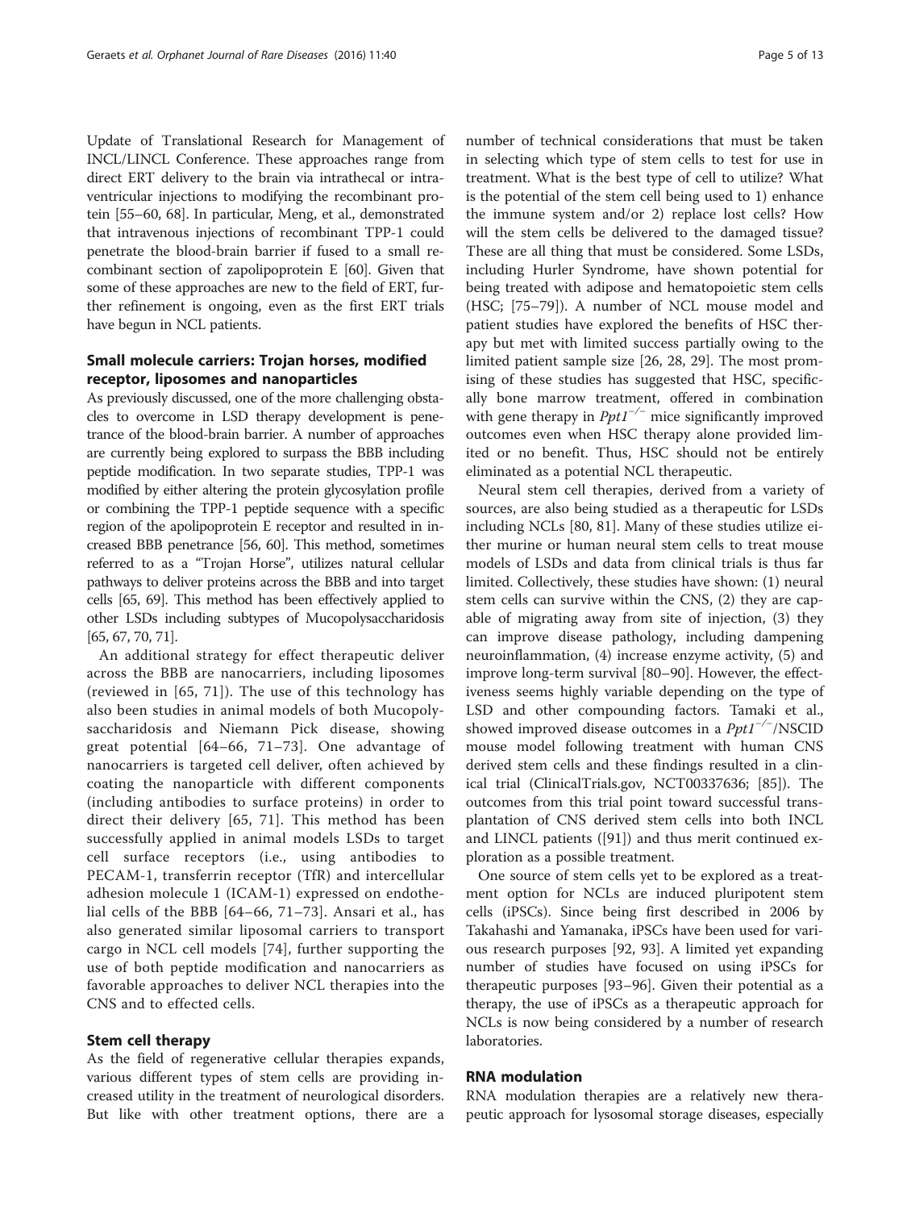Update of Translational Research for Management of INCL/LINCL Conference. These approaches range from direct ERT delivery to the brain via intrathecal or intraventricular injections to modifying the recombinant protein [55–60, 68]. In particular, Meng, et al., demonstrated that intravenous injections of recombinant TPP-1 could penetrate the blood-brain barrier if fused to a small recombinant section of zapolipoprotein E [60]. Given that some of these approaches are new to the field of ERT, further refinement is ongoing, even as the first ERT trials have begun in NCL patients.

## Small molecule carriers: Trojan horses, modified receptor, liposomes and nanoparticles

As previously discussed, one of the more challenging obstacles to overcome in LSD therapy development is penetrance of the blood-brain barrier. A number of approaches are currently being explored to surpass the BBB including peptide modification. In two separate studies, TPP-1 was modified by either altering the protein glycosylation profile or combining the TPP-1 peptide sequence with a specific region of the apolipoprotein E receptor and resulted in increased BBB penetrance [56, 60]. This method, sometimes referred to as a "Trojan Horse", utilizes natural cellular pathways to deliver proteins across the BBB and into target cells [65, 69]. This method has been effectively applied to other LSDs including subtypes of Mucopolysaccharidosis [65, 67, 70, 71].

An additional strategy for effect therapeutic deliver across the BBB are nanocarriers, including liposomes (reviewed in [65, 71]). The use of this technology has also been studies in animal models of both Mucopolysaccharidosis and Niemann Pick disease, showing great potential [64–66, 71–73]. One advantage of nanocarriers is targeted cell deliver, often achieved by coating the nanoparticle with different components (including antibodies to surface proteins) in order to direct their delivery [65, 71]. This method has been successfully applied in animal models LSDs to target cell surface receptors (i.e., using antibodies to PECAM-1, transferrin receptor (TfR) and intercellular adhesion molecule 1 (ICAM-1) expressed on endothelial cells of the BBB [64–66, 71–73]. Ansari et al., has also generated similar liposomal carriers to transport cargo in NCL cell models [74], further supporting the use of both peptide modification and nanocarriers as favorable approaches to deliver NCL therapies into the CNS and to effected cells.

## Stem cell therapy

As the field of regenerative cellular therapies expands, various different types of stem cells are providing increased utility in the treatment of neurological disorders. But like with other treatment options, there are a number of technical considerations that must be taken in selecting which type of stem cells to test for use in treatment. What is the best type of cell to utilize? What is the potential of the stem cell being used to 1) enhance the immune system and/or 2) replace lost cells? How will the stem cells be delivered to the damaged tissue? These are all thing that must be considered. Some LSDs, including Hurler Syndrome, have shown potential for being treated with adipose and hematopoietic stem cells (HSC; [75–79]). A number of NCL mouse model and patient studies have explored the benefits of HSC therapy but met with limited success partially owing to the limited patient sample size [26, 28, 29]. The most promising of these studies has suggested that HSC, specifically bone marrow treatment, offered in combination with gene therapy in *Ppt1*$^{-/-}$ mice significantly improved outcomes even when HSC therapy alone provided limited or no benefit. Thus, HSC should not be entirely eliminated as a potential NCL therapeutic.

Neural stem cell therapies, derived from a variety of sources, are also being studied as a therapeutic for LSDs including NCLs [80, 81]. Many of these studies utilize either murine or human neural stem cells to treat mouse models of LSDs and data from clinical trials is thus far limited. Collectively, these studies have shown: (1) neural stem cells can survive within the CNS, (2) they are capable of migrating away from site of injection, (3) they can improve disease pathology, including dampening neuroinflammation, (4) increase enzyme activity, (5) and improve long-term survival [80–90]. However, the effectiveness seems highly variable depending on the type of LSD and other compounding factors. Tamaki et al., showed improved disease outcomes in a *Ppt1*$^{-/-}$/NSCID mouse model following treatment with human CNS derived stem cells and these findings resulted in a clinical trial (ClinicalTrials.gov, NCT00337636; [85]). The outcomes from this trial point toward successful transplantation of CNS derived stem cells into both INCL and LINCL patients ([91]) and thus merit continued exploration as a possible treatment.

One source of stem cells yet to be explored as a treatment option for NCLs are induced pluripotent stem cells (iPSCs). Since being first described in 2006 by Takahashi and Yamanaka, iPSCs have been used for various research purposes [92, 93]. A limited yet expanding number of studies have focused on using iPSCs for therapeutic purposes [93–96]. Given their potential as a therapy, the use of iPSCs as a therapeutic approach for NCLs is now being considered by a number of research laboratories.

## RNA modulation

RNA modulation therapies are a relatively new therapeutic approach for lysosomal storage diseases, especially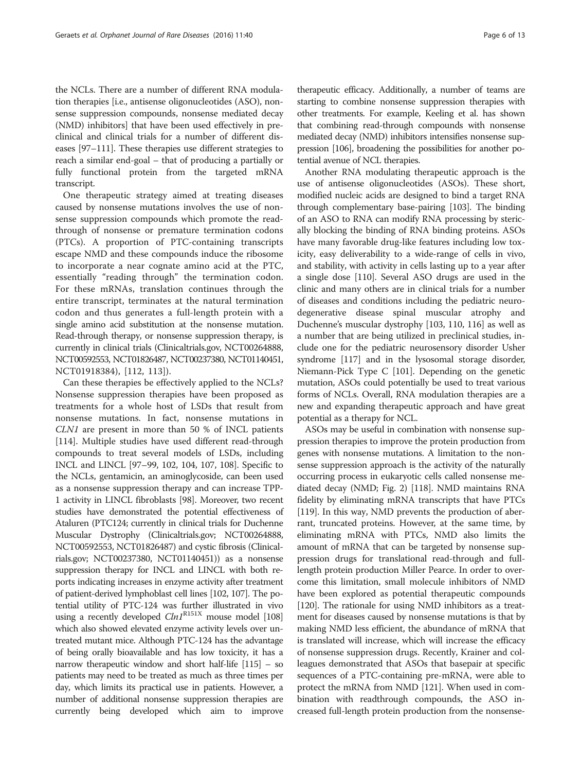the NCLs. There are a number of different RNA modulation therapies [i.e., antisense oligonucleotides (ASO), nonsense suppression compounds, nonsense mediated decay (NMD) inhibitors] that have been used effectively in preclinical and clinical trials for a number of different diseases [97–111]. These therapies use different strategies to reach a similar end-goal – that of producing a partially or fully functional protein from the targeted mRNA transcript.

One therapeutic strategy aimed at treating diseases caused by nonsense mutations involves the use of nonsense suppression compounds which promote the read-through of nonsense or premature termination codons (PTCs). A proportion of PTC-containing transcripts escape NMD and these compounds induce the ribosome to incorporate a near cognate amino acid at the PTC, essentially "reading through" the termination codon. For these mRNAs, translation continues through the entire transcript, terminates at the natural termination codon and thus generates a full-length protein with a single amino acid substitution at the nonsense mutation. Read-through therapy, or nonsense suppression therapy, is currently in clinical trials (Clinicaltrials.gov, NCT00264888, NCT00592553, NCT01826487, NCT00237380, NCT01140451, NCT01918384), [112, 113]).

Can these therapies be effectively applied to the NCLs? Nonsense suppression therapies have been proposed as treatments for a whole host of LSDs that result from nonsense mutations. In fact, nonsense mutations in *CLN1* are present in more than 50 % of INCL patients [114]. Multiple studies have used different read-through compounds to treat several models of LSDs, including INCL and LINCL [97–99, 102, 104, 107, 108]. Specific to the NCLs, gentamicin, an aminoglycoside, can been used as a nonsense suppression therapy and can increase TPP-1 activity in LINCL fibroblasts [98]. Moreover, two recent studies have demonstrated the potential effectiveness of Ataluren (PTC124; currently in clinical trials for Duchenne Muscular Dystrophy (Clinicaltrials.gov; NCT00264888, NCT00592553, NCT01826487) and cystic fibrosis (Clinicalrials.gov; NCT00237380, NCT01140451)) as a nonsense suppression therapy for INCL and LINCL with both reports indicating increases in enzyme activity after treatment of patient-derived lymphoblast cell lines [102, 107]. The potential utility of PTC-124 was further illustrated in vivo using a recently developed *Cln1*$^{R151X}$ mouse model [108] which also showed elevated enzyme activity levels over untreated mutant mice. Although PTC-124 has the advantage of being orally bioavailable and has low toxicity, it has a narrow therapeutic window and short half-life [115] – so patients may need to be treated as much as three times per day, which limits its practical use in patients. However, a number of additional nonsense suppression therapies are currently being developed which aim to improve therapeutic efficacy. Additionally, a number of teams are starting to combine nonsense suppression therapies with other treatments. For example, Keeling et al. has shown that combining read-through compounds with nonsense mediated decay (NMD) inhibitors intensifies nonsense suppression [106], broadening the possibilities for another potential avenue of NCL therapies.

Another RNA modulating therapeutic approach is the use of antisense oligonucleotides (ASOs). These short, modified nucleic acids are designed to bind a target RNA through complementary base-pairing [103]. The binding of an ASO to RNA can modify RNA processing by sterically blocking the binding of RNA binding proteins. ASOs have many favorable drug-like features including low toxicity, easy deliverability to a wide-range of cells in vivo, and stability, with activity in cells lasting up to a year after a single dose [110]. Several ASO drugs are used in the clinic and many others are in clinical trials for a number of diseases and conditions including the pediatric neurodegenerative disease spinal muscular atrophy and Duchenne's muscular dystrophy [103, 110, 116] as well as a number that are being utilized in preclinical studies, include one for the pediatric neurosensory disorder Usher syndrome [117] and in the lysosomal storage disorder, Niemann-Pick Type C [101]. Depending on the genetic mutation, ASOs could potentially be used to treat various forms of NCLs. Overall, RNA modulation therapies are a new and expanding therapeutic approach and have great potential as a therapy for NCL.

ASOs may be useful in combination with nonsense suppression therapies to improve the protein production from genes with nonsense mutations. A limitation to the nonsense suppression approach is the activity of the naturally occurring process in eukaryotic cells called nonsense mediated decay (NMD; Fig. 2) [118]. NMD maintains RNA fidelity by eliminating mRNA transcripts that have PTCs [119]. In this way, NMD prevents the production of aberrant, truncated proteins. However, at the same time, by eliminating mRNA with PTCs, NMD also limits the amount of mRNA that can be targeted by nonsense suppression drugs for translational read-through and full-length protein production Miller Pearce. In order to overcome this limitation, small molecule inhibitors of NMD have been explored as potential therapeutic compounds [120]. The rationale for using NMD inhibitors as a treatment for diseases caused by nonsense mutations is that by making NMD less efficient, the abundance of mRNA that is translated will increase, which will increase the efficacy of nonsense suppression drugs. Recently, Krainer and colleagues demonstrated that ASOs that basepair at specific sequences of a PTC-containing pre-mRNA, were able to protect the mRNA from NMD [121]. When used in combination with readthrough compounds, the ASO increased full-length protein production from the nonsense-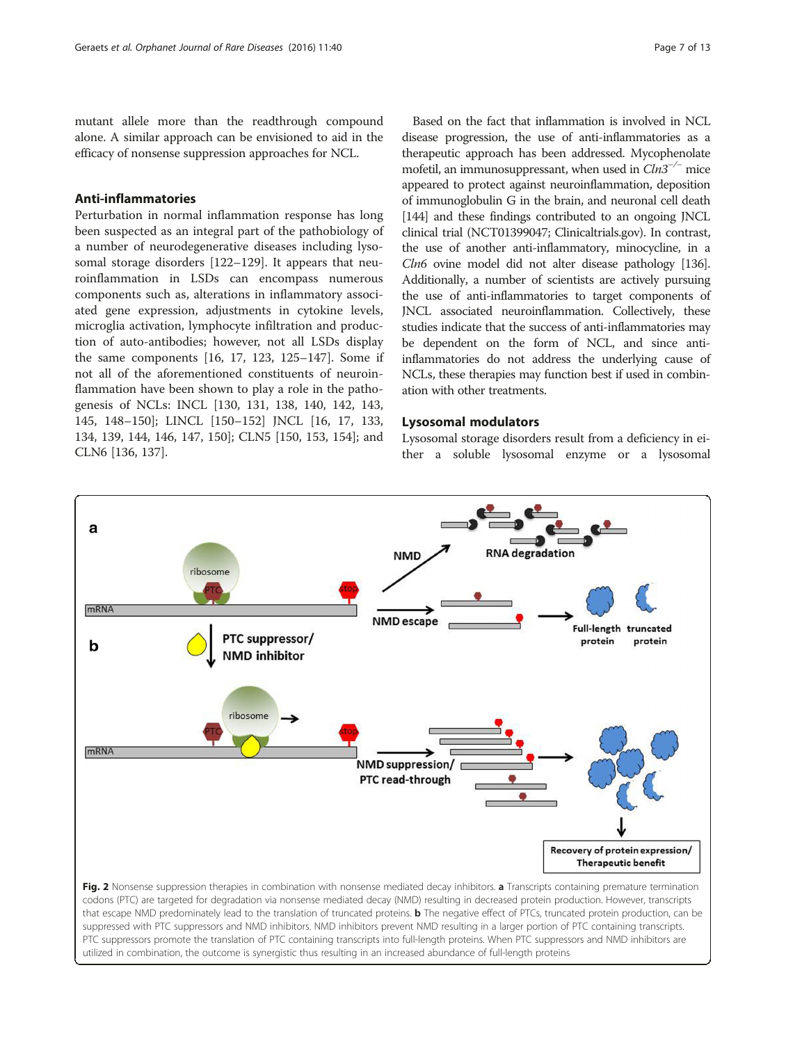mutant allele more than the readthrough compound alone. A similar approach can be envisioned to aid in the efficacy of nonsense suppression approaches for NCL.

### Anti-inflammatories

Perturbation in normal inflammation response has long been suspected as an integral part of the pathobiology of a number of neurodegenerative diseases including lysosomal storage disorders [122–129]. It appears that neuroinflammation in LSDs can encompass numerous components such as, alterations in inflammatory associated gene expression, adjustments in cytokine levels, microglia activation, lymphocyte infiltration and production of auto-antibodies; however, not all LSDs display the same components [16, 17, 123, 125–147]. Some if not all of the aforementioned constituents of neuroinflammation have been shown to play a role in the pathogenesis of NCLs: INCL [130, 131, 138, 140, 142, 143, 145, 148–150]; LINCL [150–152] JNCL [16, 17, 133, 134, 139, 144, 146, 147, 150]; CLN5 [150, 153, 154]; and CLN6 [136, 137].

Based on the fact that inflammation is involved in NCL disease progression, the use of anti-inflammatories as a therapeutic approach has been addressed. Mycophenolate mofetil, an immunosuppressant, when used in *Cln3*$^{-/-}$ mice appeared to protect against neuroinflammation, deposition of immunoglobulin G in the brain, and neuronal cell death [144] and these findings contributed to an ongoing JNCL clinical trial (NCT01399047; Clinicaltrials.gov). In contrast, the use of another anti-inflammatory, minocycline, in a *Cln6* ovine model did not alter disease pathology [136]. Additionally, a number of scientists are actively pursuing the use of anti-inflammatories to target components of JNCL associated neuroinflammation. Collectively, these studies indicate that the success of anti-inflammatories may be dependent on the form of NCL, and since anti-inflammatories do not address the underlying cause of NCLs, these therapies may function best if used in combination with other treatments.

### Lysosomal modulators

Lysosomal storage disorders result from a deficiency in either a soluble lysosomal enzyme or a lysosomal

**Fig. 2** Nonsense suppression therapies in combination with nonsense mediated decay inhibitors. **a** Transcripts containing premature termination codons (PTC) are targeted for degradation via nonsense mediated decay (NMD) resulting in decreased protein production. However, transcripts that escape NMD predominately lead to the translation of truncated proteins. **b** The negative effect of PTCs, truncated protein production, can be suppressed with PTC suppressors and NMD inhibitors. NMD inhibitors prevent NMD resulting in a larger portion of PTC containing transcripts. PTC suppressors promote the translation of PTC containing transcripts into full-length proteins. When PTC suppressors and NMD inhibitors are utilized in combination, the outcome is synergistic thus resulting in an increased abundance of full-length proteins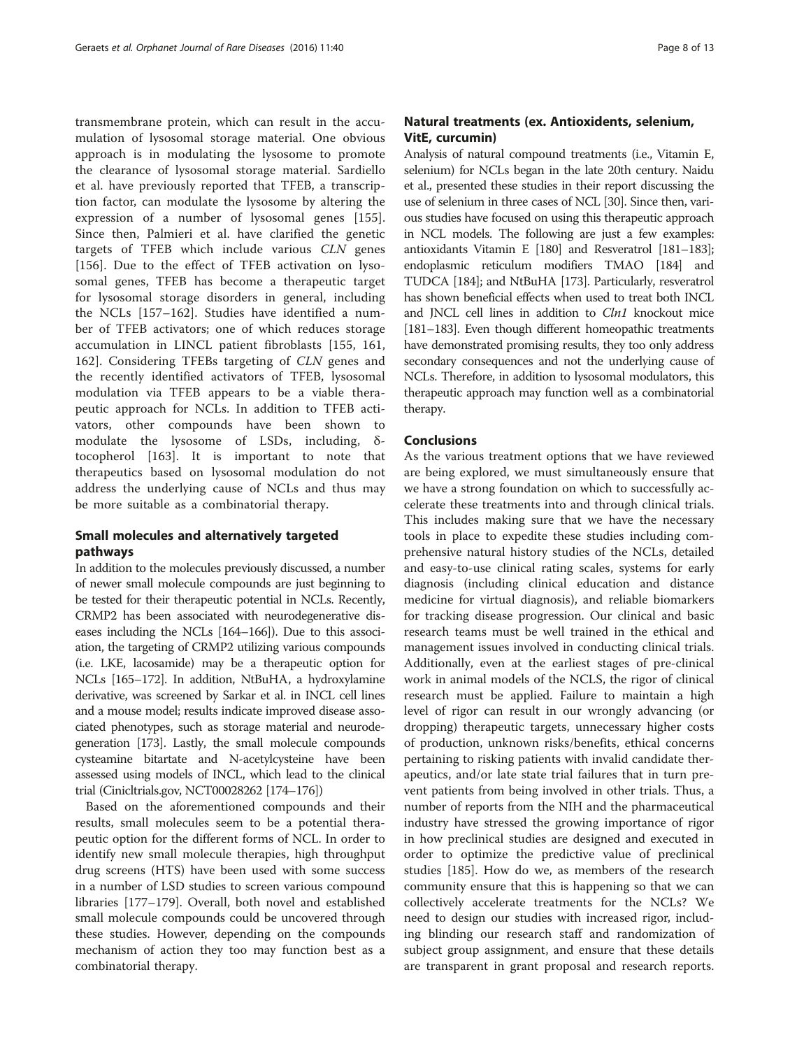transmembrane protein, which can result in the accumulation of lysosomal storage material. One obvious approach is in modulating the lysosome to promote the clearance of lysosomal storage material. Sardiello et al. have previously reported that TFEB, a transcription factor, can modulate the lysosome by altering the expression of a number of lysosomal genes [155]. Since then, Palmieri et al. have clarified the genetic targets of TFEB which include various *CLN* genes [156]. Due to the effect of TFEB activation on lysosomal genes, TFEB has become a therapeutic target for lysosomal storage disorders in general, including the NCLs [157–162]. Studies have identified a number of TFEB activators; one of which reduces storage accumulation in LINCL patient fibroblasts [155, 161, 162]. Considering TFEBs targeting of *CLN* genes and the recently identified activators of TFEB, lysosomal modulation via TFEB appears to be a viable therapeutic approach for NCLs. In addition to TFEB activators, other compounds have been shown to modulate the lysosome of LSDs, including, δ-tocopherol [163]. It is important to note that therapeutics based on lysosomal modulation do not address the underlying cause of NCLs and thus may be more suitable as a combinatorial therapy.

## Small molecules and alternatively targeted pathways

In addition to the molecules previously discussed, a number of newer small molecule compounds are just beginning to be tested for their therapeutic potential in NCLs. Recently, CRMP2 has been associated with neurodegenerative diseases including the NCLs [164–166]). Due to this association, the targeting of CRMP2 utilizing various compounds (i.e. LKE, lacosamide) may be a therapeutic option for NCLs [165–172]. In addition, NtBuHA, a hydroxylamine derivative, was screened by Sarkar et al. in INCL cell lines and a mouse model; results indicate improved disease associated phenotypes, such as storage material and neurodegeneration [173]. Lastly, the small molecule compounds cysteamine bitartate and N-acetylcysteine have been assessed using models of INCL, which lead to the clinical trial (Cinicltrials.gov, NCT00028262 [174–176])

Based on the aforementioned compounds and their results, small molecules seem to be a potential therapeutic option for the different forms of NCL. In order to identify new small molecule therapies, high throughput drug screens (HTS) have been used with some success in a number of LSD studies to screen various compound libraries [177–179]. Overall, both novel and established small molecule compounds could be uncovered through these studies. However, depending on the compounds mechanism of action they too may function best as a combinatorial therapy.

## Natural treatments (ex. Antioxidents, selenium, VitE, curcumin)

Analysis of natural compound treatments (i.e., Vitamin E, selenium) for NCLs began in the late 20th century. Naidu et al., presented these studies in their report discussing the use of selenium in three cases of NCL [30]. Since then, various studies have focused on using this therapeutic approach in NCL models. The following are just a few examples: antioxidants Vitamin E [180] and Resveratrol [181–183]; endoplasmic reticulum modifiers TMAO [184] and TUDCA [184]; and NtBuHA [173]. Particularly, resveratrol has shown beneficial effects when used to treat both INCL and JNCL cell lines in addition to *Cln1* knockout mice [181–183]. Even though different homeopathic treatments have demonstrated promising results, they too only address secondary consequences and not the underlying cause of NCLs. Therefore, in addition to lysosomal modulators, this therapeutic approach may function well as a combinatorial therapy.

## Conclusions

As the various treatment options that we have reviewed are being explored, we must simultaneously ensure that we have a strong foundation on which to successfully accelerate these treatments into and through clinical trials. This includes making sure that we have the necessary tools in place to expedite these studies including comprehensive natural history studies of the NCLs, detailed and easy-to-use clinical rating scales, systems for early diagnosis (including clinical education and distance medicine for virtual diagnosis), and reliable biomarkers for tracking disease progression. Our clinical and basic research teams must be well trained in the ethical and management issues involved in conducting clinical trials. Additionally, even at the earliest stages of pre-clinical work in animal models of the NCLS, the rigor of clinical research must be applied. Failure to maintain a high level of rigor can result in our wrongly advancing (or dropping) therapeutic targets, unnecessary higher costs of production, unknown risks/benefits, ethical concerns pertaining to risking patients with invalid candidate therapeutics, and/or late state trial failures that in turn prevent patients from being involved in other trials. Thus, a number of reports from the NIH and the pharmaceutical industry have stressed the growing importance of rigor in how preclinical studies are designed and executed in order to optimize the predictive value of preclinical studies [185]. How do we, as members of the research community ensure that this is happening so that we can collectively accelerate treatments for the NCLs? We need to design our studies with increased rigor, including blinding our research staff and randomization of subject group assignment, and ensure that these details are transparent in grant proposal and research reports.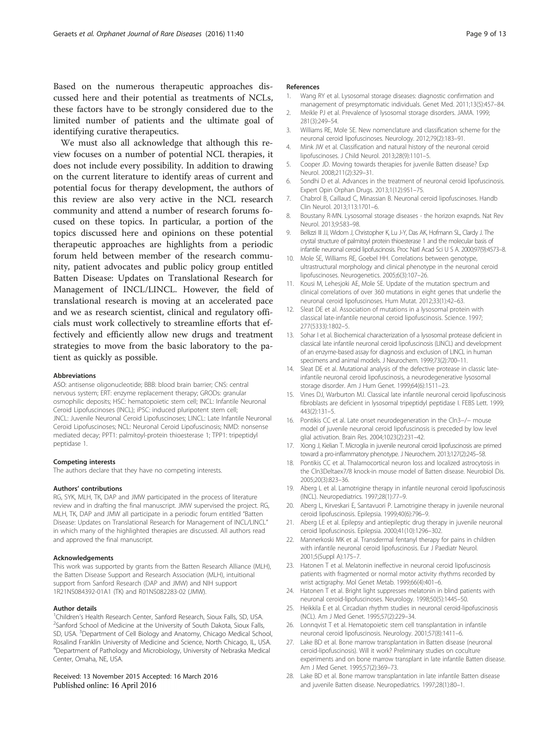Based on the numerous therapeutic approaches discussed here and their potential as treatments of NCLs, these factors have to be strongly considered due to the limited number of patients and the ultimate goal of identifying curative therapeutics.

We must also all acknowledge that although this review focuses on a number of potential NCL therapies, it does not include every possibility. In addition to drawing on the current literature to identify areas of current and potential focus for therapy development, the authors of this review are also very active in the NCL research community and attend a number of research forums focused on these topics. In particular, a portion of the topics discussed here and opinions on these potential therapeutic approaches are highlights from a periodic forum held between member of the research community, patient advocates and public policy group entitled Batten Disease: Updates on Translational Research for Management of INCL/LINCL. However, the field of translational research is moving at an accelerated pace and we as research scientist, clinical and regulatory officials must work collectively to streamline efforts that effectively and efficiently allow new drugs and treatment strategies to move from the basic laboratory to the patient as quickly as possible.

#### Abbreviations

ASO: antisense oligonucleotide; BBB: blood brain barrier; CNS: central nervous system; ERT: enzyme replacement therapy; GRODs: granular osmophilic deposits; HSC: hematopoietic stem cell; INCL: Infantile Neuronal Ceroid Lipofuscinoses (INCL); iPSC: induced pluripotent stem cell; JNCL: Juvenile Neuronal Ceroid Lipofuscinoses; LINCL: Late Infantile Neuronal Ceroid Lipofuscinoses; NCL: Neuronal Ceroid Lipofuscinosis; NMD: nonsense mediated decay; PPT1: palmitoyl-protein thioesterase 1; TPP1: tripeptidyl peptidase 1.

#### Competing interests

The authors declare that they have no competing interests.

#### Authors' contributions

RG, SYK, MLH, TK, DAP and JMW participated in the process of literature review and in drafting the final manuscript. JMW supervised the project. RG, MLH, TK, DAP and JMW all participate in a periodic forum entitled "Batten Disease: Updates on Translational Research for Management of INCL/LINCL" in which many of the highlighted therapies are discussed. All authors read and approved the final manuscript.

#### Acknowledgements

This work was supported by grants from the Batten Research Alliance (MLH), the Batten Disease Support and Research Association (MLH), intuitional support from Sanford Research (DAP and JMW) and NIH support 1R21NS084392-01A1 (TK) and R01NS082283-02 (JMW).

#### Author details

[1]Children's Health Research Center, Sanford Research, Sioux Falls, SD, USA. [2]Sanford School of Medicine at the University of South Dakota, Sioux Falls, SD, USA. [3]Department of Cell Biology and Anatomy, Chicago Medical School, Rosalind Franklin University of Medicine and Science, North Chicago, IL, USA. [4]Department of Pathology and Microbiology, University of Nebraska Medical Center, Omaha, NE, USA.

Received: 13 November 2015 Accepted: 16 March 2016
Published online: 16 April 2016

#### References

1. Wang RY et al. Lysosomal storage diseases: diagnostic confirmation and management of presymptomatic individuals. Genet Med. 2011;13(5):457–84.
2. Meikle PJ et al. Prevalence of lysosomal storage disorders. JAMA. 1999; 281(3):249–54.
3. Williams RE, Mole SE. New nomenclature and classification scheme for the neuronal ceroid lipofuscinoses. Neurology. 2012;79(2):183–91.
4. Mink JW et al. Classification and natural history of the neuronal ceroid lipofuscinoses. J Child Neurol. 2013;28(9):1101–5.
5. Cooper JD. Moving towards therapies for juvenile Batten disease? Exp Neurol. 2008;211(2):329–31.
6. Sondhi D et al. Advances in the treatment of neuronal ceroid lipofuscinosis. Expert Opin Orphan Drugs. 2013;1(12):951–75.
7. Chabrol B, Caillaud C, Minassian B. Neuronal ceroid lipofuscinoses. Handb Clin Neurol. 2013;113:1701–6.
8. Boustany R-MN. Lysosomal storage diseases - the horizon exapnds. Nat Rev Neurol. 2013;9:583–98.
9. Bellizzi III JJ, Widom J, Christopher K, Lu J-Y, Das AK, Hofmann SL, Clardy J. The crystal structure of palmitoyl protein thioesterase 1 and the molecular basis of infantile neuronal ceroid lipofuscinosis. Proc Natl Acad Sci U S A. 2000;97(9):4573–8.
10. Mole SE, Williams RE, Goebel HH. Correlations between genotype, ultrastructural morphology and clinical phenotype in the neuronal ceroid lipofuscinoses. Neurogenetics. 2005;6(3):107–26.
11. Kousi M, Lehesjoki AE, Mole SE. Update of the mutation spectrum and clinical correlations of over 360 mutations in eight genes that underlie the neuronal ceroid lipofuscinoses. Hum Mutat. 2012;33(1):42–63.
12. Sleat DE et al. Association of mutations in a lysosomal protein with classical late-infantile neuronal ceroid lipofuscinosis. Science. 1997; 277(5333):1802–5.
13. Sohar I et al. Biochemical characterization of a lysosomal protease deficient in classical late infantile neuronal ceroid lipofuscinosis (LINCL) and development of an enzyme-based assay for diagnosis and exclusion of LINCL in human specimens and animal models. J Neurochem. 1999;73(2):700–11.
14. Sleat DE et al. Mutational analysis of the defective protease in classic late-infantile neuronal ceroid lipofuscinosis, a neurodegenerative lysosomal storage disorder. Am J Hum Genet. 1999;64(6):1511–23.
15. Vines DJ, Warburton MJ. Classical late infantile neuronal ceroid lipofuscinosis fibroblasts are deficient in lysosomal tripeptidyl peptidase I. FEBS Lett. 1999; 443(2):131–5.
16. Pontikis CC et al. Late onset neurodegeneration in the Cln3−/− mouse model of juvenile neuronal ceroid lipofuscinosis is preceded by low level glial activation. Brain Res. 2004;1023(2):231–42.
17. Xiong J, Kielian T. Microglia in juvenile neuronal ceroid lipofuscinosis are primed toward a pro-inflammatory phenotype. J Neurochem. 2013;127(2):245–58.
18. Pontikis CC et al. Thalamocortical neuron loss and localized astrocytosis in the Cln3Deltaex7/8 knock-in mouse model of Batten disease. Neurobiol Dis. 2005;20(3):823–36.
19. Aberg L et al. Lamotrigine therapy in infantile neuronal ceroid lipofuscinosis (INCL). Neuropediatrics. 1997;28(1):77–9.
20. Aberg L, Kirveskari E, Santavuori P. Lamotrigine therapy in juvenile neuronal ceroid lipofuscinosis. Epilepsia. 1999;40(6):796–9.
21. Aberg LE et al. Epilepsy and antiepileptic drug therapy in juvenile neuronal ceroid lipofuscinosis. Epilepsia. 2000;41(10):1296–302.
22. Mannerkoski MK et al. Transdermal fentanyl therapy for pains in children with infantile neuronal ceroid lipofuscinosis. Eur J Paediatr Neurol. 2001;5(Suppl A):175–7.
23. Hatonen T et al. Melatonin ineffective in neuronal ceroid lipofuscinosis patients with fragmented or normal motor activity rhythms recorded by wrist actigraphy. Mol Genet Metab. 1999;66(4):401–6.
24. Hatonen T et al. Bright light suppresses melatonin in blind patients with neuronal ceroid-lipofuscinoses. Neurology. 1998;50(5):1445–50.
25. Heikkila E et al. Circadian rhythm studies in neuronal ceroid-lipofuscinosis (NCL). Am J Med Genet. 1995;57(2):229–34.
26. Lonnqvist T et al. Hematopoietic stem cell transplantation in infantile neuronal ceroid lipofuscinosis. Neurology. 2001;57(8):1411–6.
27. Lake BD et al. Bone marrow transplantation in Batten disease (neuronal ceroid-lipofuscinosis). Will it work? Preliminary studies on coculture experiments and on bone marrow transplant in late infantile Batten disease. Am J Med Genet. 1995;57(2):369–73.
28. Lake BD et al. Bone marrow transplantation in late infantile Batten disease and juvenile Batten disease. Neuropediatrics. 1997;28(1):80–1.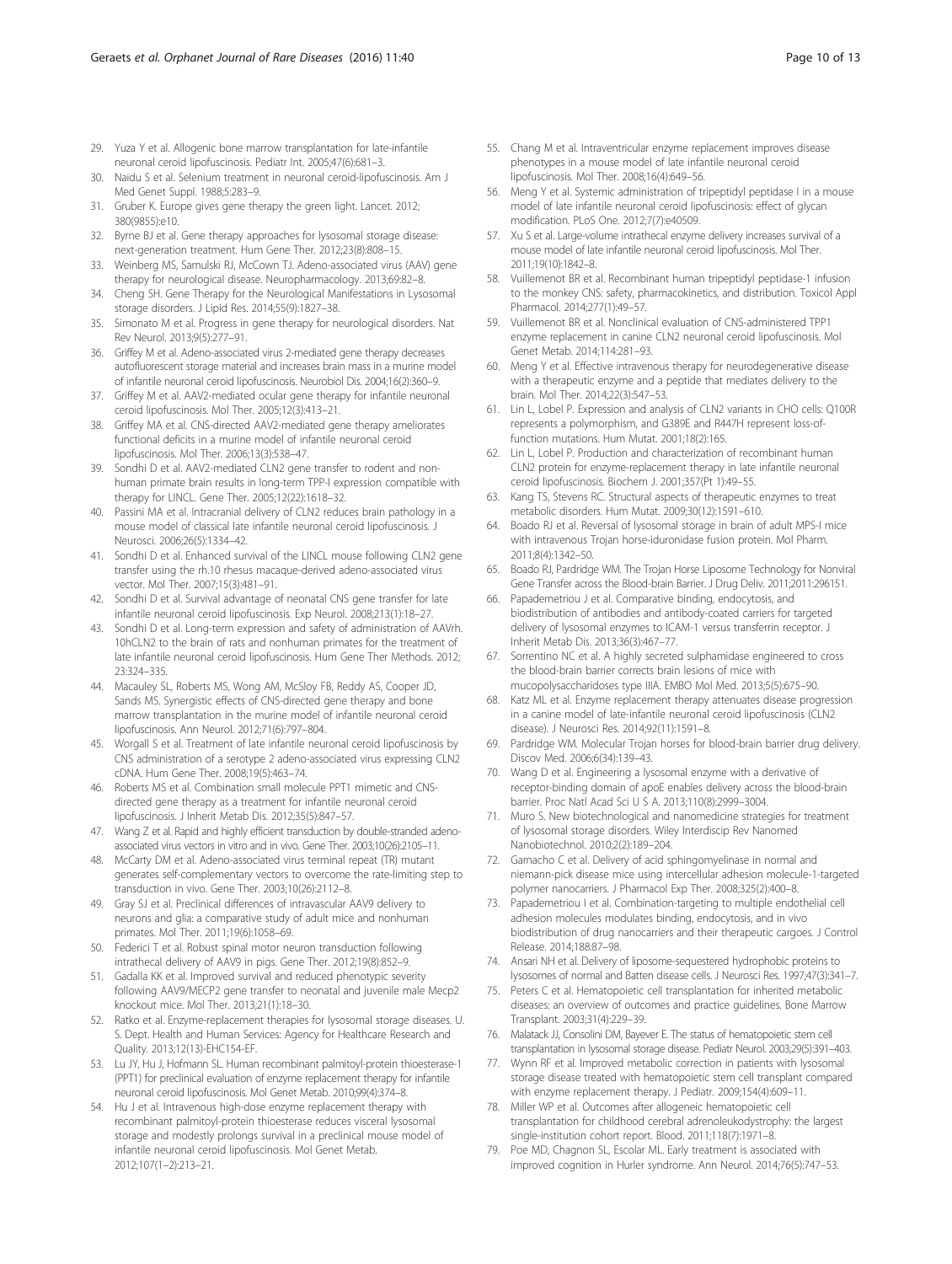29. Yuza Y et al. Allogenic bone marrow transplantation for late-infantile neuronal ceroid lipofuscinosis. Pediatr Int. 2005;47(6):681–3.
30. Naidu S et al. Selenium treatment in neuronal ceroid-lipofuscinosis. Am J Med Genet Suppl. 1988;5:283–9.
31. Gruber K. Europe gives gene therapy the green light. Lancet. 2012; 380(9855):e10.
32. Byrne BJ et al. Gene therapy approaches for lysosomal storage disease: next-generation treatment. Hum Gene Ther. 2012;23(8):808–15.
33. Weinberg MS, Samulski RJ, McCown TJ. Adeno-associated virus (AAV) gene therapy for neurological disease. Neuropharmacology. 2013;69:82–8.
34. Cheng SH. Gene Therapy for the Neurological Manifestations in Lysosomal storage disorders. J Lipid Res. 2014;55(9):1827–38.
35. Simonato M et al. Progress in gene therapy for neurological disorders. Nat Rev Neurol. 2013;9(5):277–91.
36. Griffey M et al. Adeno-associated virus 2-mediated gene therapy decreases autofluorescent storage material and increases brain mass in a murine model of infantile neuronal ceroid lipofuscinosis. Neurobiol Dis. 2004;16(2):360–9.
37. Griffey M et al. AAV2-mediated ocular gene therapy for infantile neuronal ceroid lipofuscinosis. Mol Ther. 2005;12(3):413–21.
38. Griffey MA et al. CNS-directed AAV2-mediated gene therapy ameliorates functional deficits in a murine model of infantile neuronal ceroid lipofuscinosis. Mol Ther. 2006;13(3):538–47.
39. Sondhi D et al. AAV2-mediated CLN2 gene transfer to rodent and non-human primate brain results in long-term TPP-I expression compatible with therapy for LINCL. Gene Ther. 2005;12(22):1618–32.
40. Passini MA et al. Intracranial delivery of CLN2 reduces brain pathology in a mouse model of classical late infantile neuronal ceroid lipofuscinosis. J Neurosci. 2006;26(5):1334–42.
41. Sondhi D et al. Enhanced survival of the LINCL mouse following CLN2 gene transfer using the rh.10 rhesus macaque-derived adeno-associated virus vector. Mol Ther. 2007;15(3):481–91.
42. Sondhi D et al. Survival advantage of neonatal CNS gene transfer for late infantile neuronal ceroid lipofuscinosis. Exp Neurol. 2008;213(1):18–27.
43. Sondhi D et al. Long-term expression and safety of administration of AAVrh. 10hCLN2 to the brain of rats and nonhuman primates for the treatment of late infantile neuronal ceroid lipofuscinosis. Hum Gene Ther Methods. 2012; 23:324–335.
44. Macauley SL, Roberts MS, Wong AM, McSloy FB, Reddy AS, Cooper JD, Sands MS. Synergistic effects of CNS-directed gene therapy and bone marrow transplantation in the murine model of infantile neuronal ceroid lipofuscinosis. Ann Neurol. 2012;71(6):797–804.
45. Worgall S et al. Treatment of late infantile neuronal ceroid lipofuscinosis by CNS administration of a serotype 2 adeno-associated virus expressing CLN2 cDNA. Hum Gene Ther. 2008;19(5):463–74.
46. Roberts MS et al. Combination small molecule PPT1 mimetic and CNS-directed gene therapy as a treatment for infantile neuronal ceroid lipofuscinosis. J Inherit Metab Dis. 2012;35(5):847–57.
47. Wang Z et al. Rapid and highly efficient transduction by double-stranded adeno-associated virus vectors in vitro and in vivo. Gene Ther. 2003;10(26):2105–11.
48. McCarty DM et al. Adeno-associated virus terminal repeat (TR) mutant generates self-complementary vectors to overcome the rate-limiting step to transduction in vivo. Gene Ther. 2003;10(26):2112–8.
49. Gray SJ et al. Preclinical differences of intravascular AAV9 delivery to neurons and glia: a comparative study of adult mice and nonhuman primates. Mol Ther. 2011;19(6):1058–69.
50. Federici T et al. Robust spinal motor neuron transduction following intrathecal delivery of AAV9 in pigs. Gene Ther. 2012;19(8):852–9.
51. Gadalla KK et al. Improved survival and reduced phenotypic severity following AAV9/MECP2 gene transfer to neonatal and juvenile male Mecp2 knockout mice. Mol Ther. 2013;21(1):18–30.
52. Ratko et al. Enzyme-replacement therapies for lysosomal storage diseases. U. S. Dept. Health and Human Services: Agency for Healthcare Research and Quality. 2013;12(13)-EHC154-EF.
53. Lu JY, Hu J, Hofmann SL. Human recombinant palmitoyl-protein thioesterase-1 (PPT1) for preclinical evaluation of enzyme replacement therapy for infantile neuronal ceroid lipofuscinosis. Mol Genet Metab. 2010;99(4):374–8.
54. Hu J et al. Intravenous high-dose enzyme replacement therapy with recombinant palmitoyl-protein thioesterase reduces visceral lysosomal storage and modestly prolongs survival in a preclinical mouse model of infantile neuronal ceroid lipofuscinosis. Mol Genet Metab. 2012;107(1–2):213–21.
55. Chang M et al. Intraventricular enzyme replacement improves disease phenotypes in a mouse model of late infantile neuronal ceroid lipofuscinosis. Mol Ther. 2008;16(4):649–56.
56. Meng Y et al. Systemic administration of tripeptidyl peptidase I in a mouse model of late infantile neuronal ceroid lipofuscinosis: effect of glycan modification. PLoS One. 2012;7(7):e40509.
57. Xu S et al. Large-volume intrathecal enzyme delivery increases survival of a mouse model of late infantile neuronal ceroid lipofuscinosis. Mol Ther. 2011;19(10):1842–8.
58. Vuillemenot BR et al. Recombinant human tripeptidyl peptidase-1 infusion to the monkey CNS: safety, pharmacokinetics, and distribution. Toxicol Appl Pharmacol. 2014;277(1):49–57.
59. Vuillemenot BR et al. Nonclinical evaluation of CNS-administered TPP1 enzyme replacement in canine CLN2 neuronal ceroid lipofuscinosis. Mol Genet Metab. 2014;114:281–93.
60. Meng Y et al. Effective intravenous therapy for neurodegenerative disease with a therapeutic enzyme and a peptide that mediates delivery to the brain. Mol Ther. 2014;22(3):547–53.
61. Lin L, Lobel P. Expression and analysis of CLN2 variants in CHO cells: Q100R represents a polymorphism, and G389E and R447H represent loss-of-function mutations. Hum Mutat. 2001;18(2):165.
62. Lin L, Lobel P. Production and characterization of recombinant human CLN2 protein for enzyme-replacement therapy in late infantile neuronal ceroid lipofuscinosis. Biochem J. 2001;357(Pt 1):49–55.
63. Kang TS, Stevens RC. Structural aspects of therapeutic enzymes to treat metabolic disorders. Hum Mutat. 2009;30(12):1591–610.
64. Boado RJ et al. Reversal of lysosomal storage in brain of adult MPS-I mice with intravenous Trojan horse-iduronidase fusion protein. Mol Pharm. 2011;8(4):1342–50.
65. Boado RJ, Pardridge WM. The Trojan Horse Liposome Technology for Nonviral Gene Transfer across the Blood-brain Barrier. J Drug Deliv. 2011;2011:296151.
66. Papademetriou J et al. Comparative binding, endocytosis, and biodistribution of antibodies and antibody-coated carriers for targeted delivery of lysosomal enzymes to ICAM-1 versus transferrin receptor. J Inherit Metab Dis. 2013;36(3):467–77.
67. Sorrentino NC et al. A highly secreted sulphamidase engineered to cross the blood-brain barrier corrects brain lesions of mice with mucopolysaccharidoses type IIIA. EMBO Mol Med. 2013;5(5):675–90.
68. Katz ML et al. Enzyme replacement therapy attenuates disease progression in a canine model of late-infantile neuronal ceroid lipofuscinosis (CLN2 disease). J Neurosci Res. 2014;92(11):1591–8.
69. Pardridge WM. Molecular Trojan horses for blood-brain barrier drug delivery. Discov Med. 2006;6(34):139–43.
70. Wang D et al. Engineering a lysosomal enzyme with a derivative of receptor-binding domain of apoE enables delivery across the blood-brain barrier. Proc Natl Acad Sci U S A. 2013;110(8):2999–3004.
71. Muro S. New biotechnological and nanomedicine strategies for treatment of lysosomal storage disorders. Wiley Interdiscip Rev Nanomed Nanobiotechnol. 2010;2(2):189–204.
72. Garnacho C et al. Delivery of acid sphingomyelinase in normal and niemann-pick disease mice using intercellular adhesion molecule-1-targeted polymer nanocarriers. J Pharmacol Exp Ther. 2008;325(2):400–8.
73. Papademetriou I et al. Combination-targeting to multiple endothelial cell adhesion molecules modulates binding, endocytosis, and in vivo biodistribution of drug nanocarriers and their therapeutic cargoes. J Control Release. 2014;188:87–98.
74. Ansari NH et al. Delivery of liposome-sequestered hydrophobic proteins to lysosomes of normal and Batten disease cells. J Neurosci Res. 1997;47(3):341–7.
75. Peters C et al. Hematopoietic cell transplantation for inherited metabolic diseases: an overview of outcomes and practice guidelines. Bone Marrow Transplant. 2003;31(4):229–39.
76. Malatack JJ, Consolini DM, Bayever E. The status of hematopoietic stem cell transplantation in lysosomal storage disease. Pediatr Neurol. 2003;29(5):391–403.
77. Wynn RF et al. Improved metabolic correction in patients with lysosomal storage disease treated with hematopoietic stem cell transplant compared with enzyme replacement therapy. J Pediatr. 2009;154(4):609–11.
78. Miller WP et al. Outcomes after allogeneic hematopoietic cell transplantation for childhood cerebral adrenoleukodystrophy: the largest single-institution cohort report. Blood. 2011;118(7):1971–8.
79. Poe MD, Chagnon SL, Escolar ML. Early treatment is associated with improved cognition in Hurler syndrome. Ann Neurol. 2014;76(5):747–53.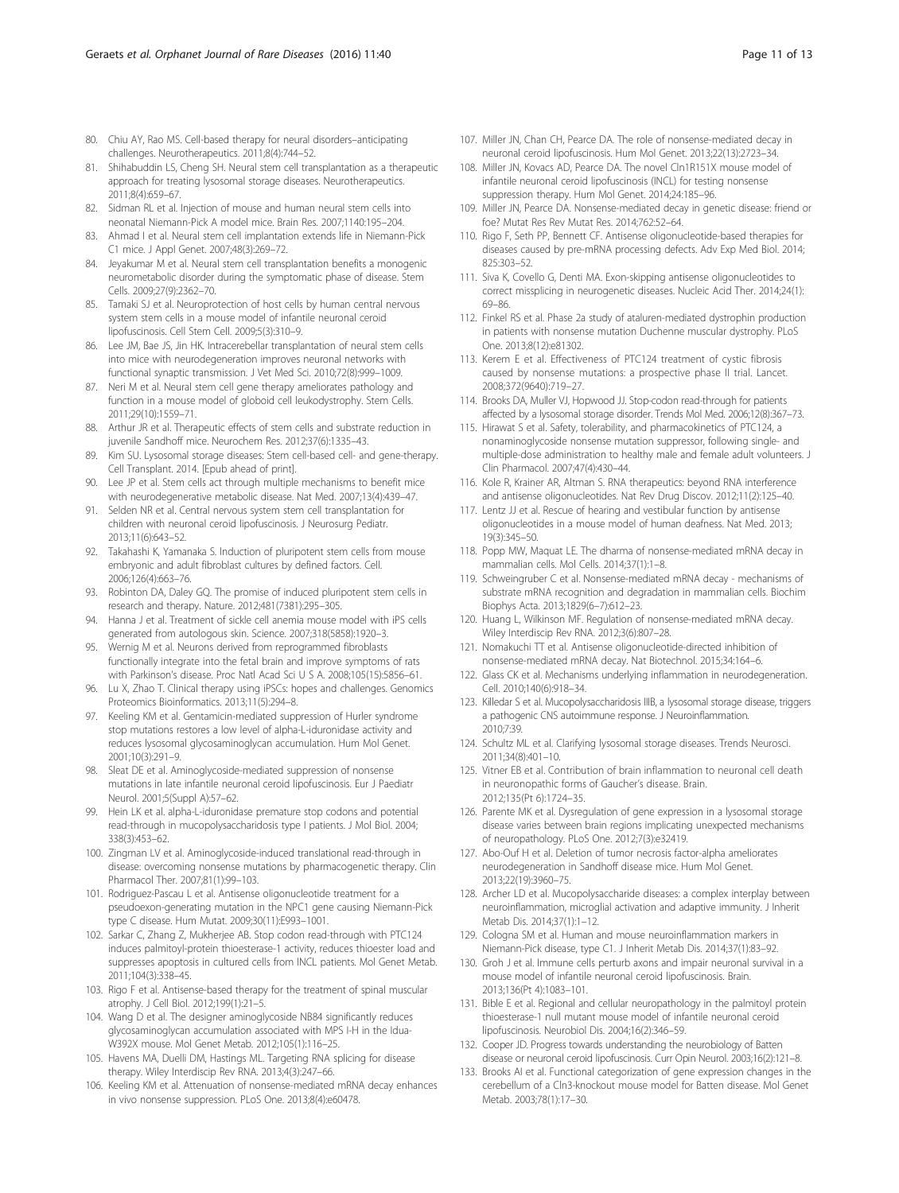80. Chiu AY, Rao MS. Cell-based therapy for neural disorders–anticipating challenges. Neurotherapeutics. 2011;8(4):744–52.
81. Shihabuddin LS, Cheng SH. Neural stem cell transplantation as a therapeutic approach for treating lysosomal storage diseases. Neurotherapeutics. 2011;8(4):659–67.
82. Sidman RL et al. Injection of mouse and human neural stem cells into neonatal Niemann-Pick A model mice. Brain Res. 2007;1140:195–204.
83. Ahmad I et al. Neural stem cell implantation extends life in Niemann-Pick C1 mice. J Appl Genet. 2007;48(3):269–72.
84. Jeyakumar M et al. Neural stem cell transplantation benefits a monogenic neurometabolic disorder during the symptomatic phase of disease. Stem Cells. 2009;27(9):2362–70.
85. Tamaki SJ et al. Neuroprotection of host cells by human central nervous system stem cells in a mouse model of infantile neuronal ceroid lipofuscinosis. Cell Stem Cell. 2009;5(3):310–9.
86. Lee JM, Bae JS, Jin HK. Intracerebellar transplantation of neural stem cells into mice with neurodegeneration improves neuronal networks with functional synaptic transmission. J Vet Med Sci. 2010;72(8):999–1009.
87. Neri M et al. Neural stem cell gene therapy ameliorates pathology and function in a mouse model of globoid cell leukodystrophy. Stem Cells. 2011;29(10):1559–71.
88. Arthur JR et al. Therapeutic effects of stem cells and substrate reduction in juvenile Sandhoff mice. Neurochem Res. 2012;37(6):1335–43.
89. Kim SU. Lysosomal storage diseases: Stem cell-based cell- and gene-therapy. Cell Transplant. 2014. [Epub ahead of print].
90. Lee JP et al. Stem cells act through multiple mechanisms to benefit mice with neurodegenerative metabolic disease. Nat Med. 2007;13(4):439–47.
91. Selden NR et al. Central nervous system stem cell transplantation for children with neuronal ceroid lipofuscinosis. J Neurosurg Pediatr. 2013;11(6):643–52.
92. Takahashi K, Yamanaka S. Induction of pluripotent stem cells from mouse embryonic and adult fibroblast cultures by defined factors. Cell. 2006;126(4):663–76.
93. Robinton DA, Daley GQ. The promise of induced pluripotent stem cells in research and therapy. Nature. 2012;481(7381):295–305.
94. Hanna J et al. Treatment of sickle cell anemia mouse model with iPS cells generated from autologous skin. Science. 2007;318(5858):1920–3.
95. Wernig M et al. Neurons derived from reprogrammed fibroblasts functionally integrate into the fetal brain and improve symptoms of rats with Parkinson's disease. Proc Natl Acad Sci U S A. 2008;105(15):5856–61.
96. Lu X, Zhao T. Clinical therapy using iPSCs: hopes and challenges. Genomics Proteomics Bioinformatics. 2013;11(5):294–8.
97. Keeling KM et al. Gentamicin-mediated suppression of Hurler syndrome stop mutations restores a low level of alpha-L-iduronidase activity and reduces lysosomal glycosaminoglycan accumulation. Hum Mol Genet. 2001;10(3):291–9.
98. Sleat DE et al. Aminoglycoside-mediated suppression of nonsense mutations in late infantile neuronal ceroid lipofuscinosis. Eur J Paediatr Neurol. 2001;5(Suppl A):57–62.
99. Hein LK et al. alpha-L-iduronidase premature stop codons and potential read-through in mucopolysaccharidosis type I patients. J Mol Biol. 2004;338(3):453–62.
100. Zingman LV et al. Aminoglycoside-induced translational read-through in disease: overcoming nonsense mutations by pharmacogenetic therapy. Clin Pharmacol Ther. 2007;81(1):99–103.
101. Rodriguez-Pascau L et al. Antisense oligonucleotide treatment for a pseudoexon-generating mutation in the NPC1 gene causing Niemann-Pick type C disease. Hum Mutat. 2009;30(11):E993–1001.
102. Sarkar C, Zhang Z, Mukherjee AB. Stop codon read-through with PTC124 induces palmitoyl-protein thioesterase-1 activity, reduces thioester load and suppresses apoptosis in cultured cells from INCL patients. Mol Genet Metab. 2011;104(3):338–45.
103. Rigo F et al. Antisense-based therapy for the treatment of spinal muscular atrophy. J Cell Biol. 2012;199(1):21–5.
104. Wang D et al. The designer aminoglycoside NB84 significantly reduces glycosaminoglycan accumulation associated with MPS I-H in the Idua-W392X mouse. Mol Genet Metab. 2012;105(1):116–25.
105. Havens MA, Duelli DM, Hastings ML. Targeting RNA splicing for disease therapy. Wiley Interdiscip Rev RNA. 2013;4(3):247–66.
106. Keeling KM et al. Attenuation of nonsense-mediated mRNA decay enhances in vivo nonsense suppression. PLoS One. 2013;8(4):e60478.
107. Miller JN, Chan CH, Pearce DA. The role of nonsense-mediated decay in neuronal ceroid lipofuscinosis. Hum Mol Genet. 2013;22(13):2723–34.
108. Miller JN, Kovacs AD, Pearce DA. The novel Cln1R151X mouse model of infantile neuronal ceroid lipofuscinosis (INCL) for testing nonsense suppression therapy. Hum Mol Genet. 2014;24:185–96.
109. Miller JN, Pearce DA. Nonsense-mediated decay in genetic disease: friend or foe? Mutat Res Rev Mutat Res. 2014;762:52–64.
110. Rigo F, Seth PP, Bennett CF. Antisense oligonucleotide-based therapies for diseases caused by pre-mRNA processing defects. Adv Exp Med Biol. 2014;825:303–52.
111. Siva K, Covello G, Denti MA. Exon-skipping antisense oligonucleotides to correct missplicing in neurogenetic diseases. Nucleic Acid Ther. 2014;24(1):69–86.
112. Finkel RS et al. Phase 2a study of ataluren-mediated dystrophin production in patients with nonsense mutation Duchenne muscular dystrophy. PLoS One. 2013;8(12):e81302.
113. Kerem E et al. Effectiveness of PTC124 treatment of cystic fibrosis caused by nonsense mutations: a prospective phase II trial. Lancet. 2008;372(9640):719–27.
114. Brooks DA, Muller VJ, Hopwood JJ. Stop-codon read-through for patients affected by a lysosomal storage disorder. Trends Mol Med. 2006;12(8):367–73.
115. Hirawat S et al. Safety, tolerability, and pharmacokinetics of PTC124, a nonaminoglycoside nonsense mutation suppressor, following single- and multiple-dose administration to healthy male and female adult volunteers. J Clin Pharmacol. 2007;47(4):430–44.
116. Kole R, Krainer AR, Altman S. RNA therapeutics: beyond RNA interference and antisense oligonucleotides. Nat Rev Drug Discov. 2012;11(2):125–40.
117. Lentz JJ et al. Rescue of hearing and vestibular function by antisense oligonucleotides in a mouse model of human deafness. Nat Med. 2013;19(3):345–50.
118. Popp MW, Maquat LE. The dharma of nonsense-mediated mRNA decay in mammalian cells. Mol Cells. 2014;37(1):1–8.
119. Schweingruber C et al. Nonsense-mediated mRNA decay - mechanisms of substrate mRNA recognition and degradation in mammalian cells. Biochim Biophys Acta. 2013;1829(6–7):612–23.
120. Huang L, Wilkinson MF. Regulation of nonsense-mediated mRNA decay. Wiley Interdiscip Rev RNA. 2012;3(6):807–28.
121. Nomakuchi TT et al. Antisense oligonucleotide-directed inhibition of nonsense-mediated mRNA decay. Nat Biotechnol. 2015;34:164–6.
122. Glass CK et al. Mechanisms underlying inflammation in neurodegeneration. Cell. 2010;140(6):918–34.
123. Killedar S et al. Mucopolysaccharidosis IIIB, a lysosomal storage disease, triggers a pathogenic CNS autoimmune response. J Neuroinflammation. 2010;7:39.
124. Schultz ML et al. Clarifying lysosomal storage diseases. Trends Neurosci. 2011;34(8):401–10.
125. Vitner EB et al. Contribution of brain inflammation to neuronal cell death in neuronopathic forms of Gaucher's disease. Brain. 2012;135(Pt 6):1724–35.
126. Parente MK et al. Dysregulation of gene expression in a lysosomal storage disease varies between brain regions implicating unexpected mechanisms of neuropathology. PLoS One. 2012;7(3):e32419.
127. Abo-Ouf H et al. Deletion of tumor necrosis factor-alpha ameliorates neurodegeneration in Sandhoff disease mice. Hum Mol Genet. 2013;22(19):3960–75.
128. Archer LD et al. Mucopolysaccharide diseases: a complex interplay between neuroinflammation, microglial activation and adaptive immunity. J Inherit Metab Dis. 2014;37(1):1–12.
129. Cologna SM et al. Human and mouse neuroinflammation markers in Niemann-Pick disease, type C1. J Inherit Metab Dis. 2014;37(1):83–92.
130. Groh J et al. Immune cells perturb axons and impair neuronal survival in a mouse model of infantile neuronal ceroid lipofuscinosis. Brain. 2013;136(Pt 4):1083–101.
131. Bible E et al. Regional and cellular neuropathology in the palmitoyl protein thioesterase-1 null mutant mouse model of infantile neuronal ceroid lipofuscinosis. Neurobiol Dis. 2004;16(2):346–59.
132. Cooper JD. Progress towards understanding the neurobiology of Batten disease or neuronal ceroid lipofuscinosis. Curr Opin Neurol. 2003;16(2):121–8.
133. Brooks AI et al. Functional categorization of gene expression changes in the cerebellum of a Cln3-knockout mouse model for Batten disease. Mol Genet Metab. 2003;78(1):17–30.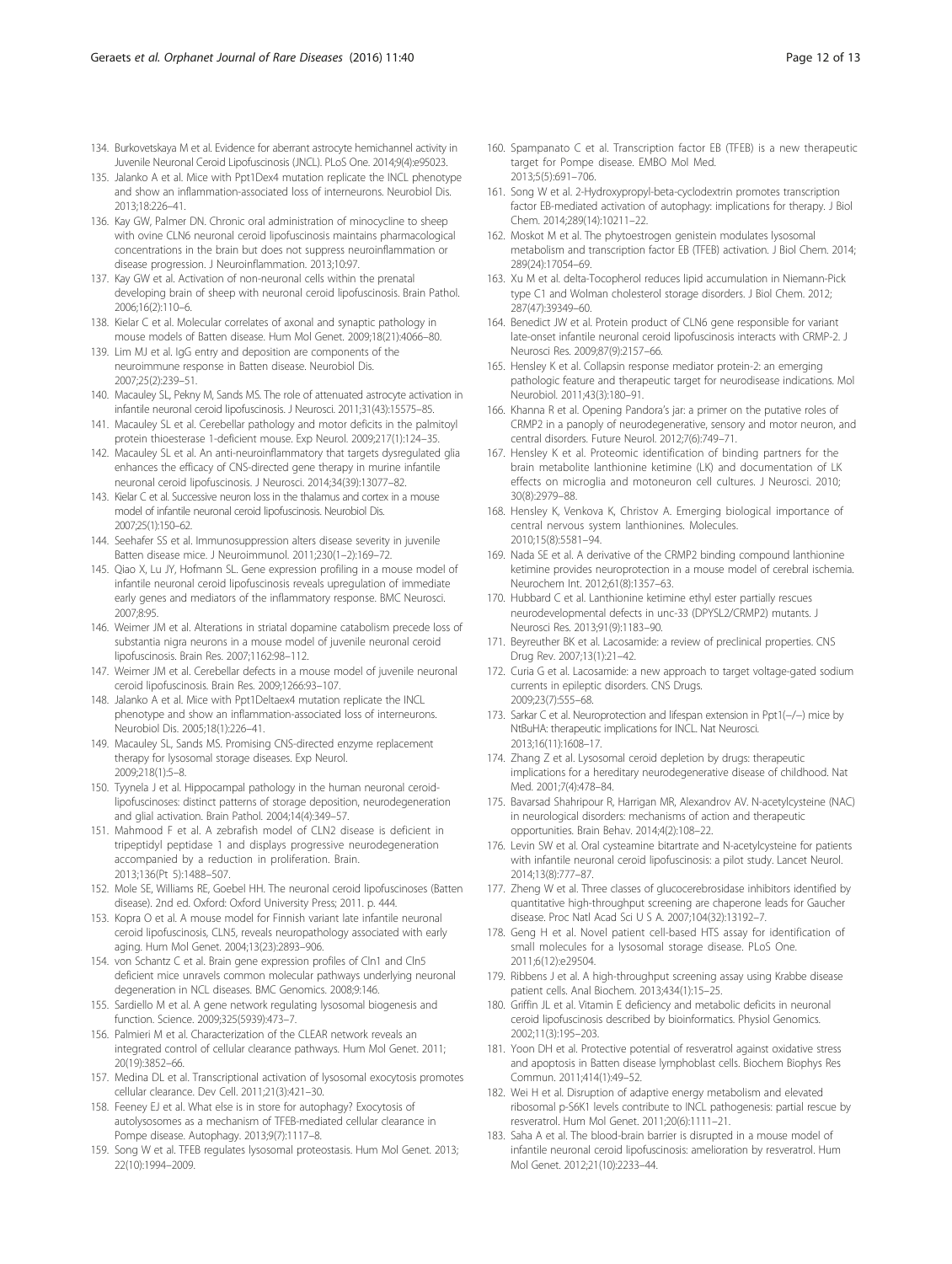134. Burkovetskaya M et al. Evidence for aberrant astrocyte hemichannel activity in Juvenile Neuronal Ceroid Lipofuscinosis (JNCL). PLoS One. 2014;9(4):e95023.
135. Jalanko A et al. Mice with Ppt1Dex4 mutation replicate the INCL phenotype and show an inflammation-associated loss of interneurons. Neurobiol Dis. 2013;18:226–41.
136. Kay GW, Palmer DN. Chronic oral administration of minocycline to sheep with ovine CLN6 neuronal ceroid lipofuscinosis maintains pharmacological concentrations in the brain but does not suppress neuroinflammation or disease progression. J Neuroinflammation. 2013;10:97.
137. Kay GW et al. Activation of non-neuronal cells within the prenatal developing brain of sheep with neuronal ceroid lipofuscinosis. Brain Pathol. 2006;16(2):110–6.
138. Kielar C et al. Molecular correlates of axonal and synaptic pathology in mouse models of Batten disease. Hum Mol Genet. 2009;18(21):4066–80.
139. Lim MJ et al. IgG entry and deposition are components of the neuroimmune response in Batten disease. Neurobiol Dis. 2007;25(2):239–51.
140. Macauley SL, Pekny M, Sands MS. The role of attenuated astrocyte activation in infantile neuronal ceroid lipofuscinosis. J Neurosci. 2011;31(43):15575–85.
141. Macauley SL et al. Cerebellar pathology and motor deficits in the palmitoyl protein thioesterase 1-deficient mouse. Exp Neurol. 2009;217(1):124–35.
142. Macauley SL et al. An anti-neuroinflammatory that targets dysregulated glia enhances the efficacy of CNS-directed gene therapy in murine infantile neuronal ceroid lipofuscinosis. J Neurosci. 2014;34(39):13077–82.
143. Kielar C et al. Successive neuron loss in the thalamus and cortex in a mouse model of infantile neuronal ceroid lipofuscinosis. Neurobiol Dis. 2007;25(1):150–62.
144. Seehafer SS et al. Immunosuppression alters disease severity in juvenile Batten disease mice. J Neuroimmunol. 2011;230(1–2):169–72.
145. Qiao X, Lu JY, Hofmann SL. Gene expression profiling in a mouse model of infantile neuronal ceroid lipofuscinosis reveals upregulation of immediate early genes and mediators of the inflammatory response. BMC Neurosci. 2007;8:95.
146. Weimer JM et al. Alterations in striatal dopamine catabolism precede loss of substantia nigra neurons in a mouse model of juvenile neuronal ceroid lipofuscinosis. Brain Res. 2007;1162:98–112.
147. Weimer JM et al. Cerebellar defects in a mouse model of juvenile neuronal ceroid lipofuscinosis. Brain Res. 2009;1266:93–107.
148. Jalanko A et al. Mice with Ppt1Deltaex4 mutation replicate the INCL phenotype and show an inflammation-associated loss of interneurons. Neurobiol Dis. 2005;18(1):226–41.
149. Macauley SL, Sands MS. Promising CNS-directed enzyme replacement therapy for lysosomal storage diseases. Exp Neurol. 2009;218(1):5–8.
150. Tyynela J et al. Hippocampal pathology in the human neuronal ceroid-lipofuscinoses: distinct patterns of storage deposition, neurodegeneration and glial activation. Brain Pathol. 2004;14(4):349–57.
151. Mahmood F et al. A zebrafish model of CLN2 disease is deficient in tripeptidyl peptidase 1 and displays progressive neurodegeneration accompanied by a reduction in proliferation. Brain. 2013;136(Pt 5):1488–507.
152. Mole SE, Williams RE, Goebel HH. The neuronal ceroid lipofuscinoses (Batten disease). 2nd ed. Oxford: Oxford University Press; 2011. p. 444.
153. Kopra O et al. A mouse model for Finnish variant late infantile neuronal ceroid lipofuscinosis, CLN5, reveals neuropathology associated with early aging. Hum Mol Genet. 2004;13(23):2893–906.
154. von Schantz C et al. Brain gene expression profiles of Cln1 and Cln5 deficient mice unravels common molecular pathways underlying neuronal degeneration in NCL diseases. BMC Genomics. 2008;9:146.
155. Sardiello M et al. A gene network regulating lysosomal biogenesis and function. Science. 2009;325(5939):473–7.
156. Palmieri M et al. Characterization of the CLEAR network reveals an integrated control of cellular clearance pathways. Hum Mol Genet. 2011; 20(19):3852–66.
157. Medina DL et al. Transcriptional activation of lysosomal exocytosis promotes cellular clearance. Dev Cell. 2011;21(3):421–30.
158. Feeney EJ et al. What else is in store for autophagy? Exocytosis of autolysosomes as a mechanism of TFEB-mediated cellular clearance in Pompe disease. Autophagy. 2013;9(7):1117–8.
159. Song W et al. TFEB regulates lysosomal proteostasis. Hum Mol Genet. 2013; 22(10):1994–2009.
160. Spampanato C et al. Transcription factor EB (TFEB) is a new therapeutic target for Pompe disease. EMBO Mol Med. 2013;5(5):691–706.
161. Song W et al. 2-Hydroxypropyl-beta-cyclodextrin promotes transcription factor EB-mediated activation of autophagy: implications for therapy. J Biol Chem. 2014;289(14):10211–22.
162. Moskot M et al. The phytoestrogen genistein modulates lysosomal metabolism and transcription factor EB (TFEB) activation. J Biol Chem. 2014; 289(24):17054–69.
163. Xu M et al. delta-Tocopherol reduces lipid accumulation in Niemann-Pick type C1 and Wolman cholesterol storage disorders. J Biol Chem. 2012; 287(47):39349–60.
164. Benedict JW et al. Protein product of CLN6 gene responsible for variant late-onset infantile neuronal ceroid lipofuscinosis interacts with CRMP-2. J Neurosci Res. 2009;87(9):2157–66.
165. Hensley K et al. Collapsin response mediator protein-2: an emerging pathologic feature and therapeutic target for neurodisease indications. Mol Neurobiol. 2011;43(3):180–91.
166. Khanna R et al. Opening Pandora's jar: a primer on the putative roles of CRMP2 in a panoply of neurodegenerative, sensory and motor neuron, and central disorders. Future Neurol. 2012;7(6):749–71.
167. Hensley K et al. Proteomic identification of binding partners for the brain metabolite lanthionine ketimine (LK) and documentation of LK effects on microglia and motoneuron cell cultures. J Neurosci. 2010; 30(8):2979–88.
168. Hensley K, Venkova K, Christov A. Emerging biological importance of central nervous system lanthionines. Molecules. 2010;15(8):5581–94.
169. Nada SE et al. A derivative of the CRMP2 binding compound lanthionine ketimine provides neuroprotection in a mouse model of cerebral ischemia. Neurochem Int. 2012;61(8):1357–63.
170. Hubbard C et al. Lanthionine ketimine ethyl ester partially rescues neurodevelopmental defects in unc-33 (DPYSL2/CRMP2) mutants. J Neurosci Res. 2013;91(9):1183–90.
171. Beyreuther BK et al. Lacosamide: a review of preclinical properties. CNS Drug Rev. 2007;13(1):21–42.
172. Curia G et al. Lacosamide: a new approach to target voltage-gated sodium currents in epileptic disorders. CNS Drugs. 2009;23(7):555–68.
173. Sarkar C et al. Neuroprotection and lifespan extension in Ppt1(−/−) mice by NtBuHA: therapeutic implications for INCL. Nat Neurosci. 2013;16(11):1608–17.
174. Zhang Z et al. Lysosomal ceroid depletion by drugs: therapeutic implications for a hereditary neurodegenerative disease of childhood. Nat Med. 2001;7(4):478–84.
175. Bavarsad Shahripour R, Harrigan MR, Alexandrov AV. N-acetylcysteine (NAC) in neurological disorders: mechanisms of action and therapeutic opportunities. Brain Behav. 2014;4(2):108–22.
176. Levin SW et al. Oral cysteamine bitartrate and N-acetylcysteine for patients with infantile neuronal ceroid lipofuscinosis: a pilot study. Lancet Neurol. 2014;13(8):777–87.
177. Zheng W et al. Three classes of glucocerebrosidase inhibitors identified by quantitative high-throughput screening are chaperone leads for Gaucher disease. Proc Natl Acad Sci U S A. 2007;104(32):13192–7.
178. Geng H et al. Novel patient cell-based HTS assay for identification of small molecules for a lysosomal storage disease. PLoS One. 2011;6(12):e29504.
179. Ribbens J et al. A high-throughput screening assay using Krabbe disease patient cells. Anal Biochem. 2013;434(1):15–25.
180. Griffin JL et al. Vitamin E deficiency and metabolic deficits in neuronal ceroid lipofuscinosis described by bioinformatics. Physiol Genomics. 2002;11(3):195–203.
181. Yoon DH et al. Protective potential of resveratrol against oxidative stress and apoptosis in Batten disease lymphoblast cells. Biochem Biophys Res Commun. 2011;414(1):49–52.
182. Wei H et al. Disruption of adaptive energy metabolism and elevated ribosomal p-S6K1 levels contribute to INCL pathogenesis: partial rescue by resveratrol. Hum Mol Genet. 2011;20(6):1111–21.
183. Saha A et al. The blood-brain barrier is disrupted in a mouse model of infantile neuronal ceroid lipofuscinosis: amelioration by resveratrol. Hum Mol Genet. 2012;21(10):2233–44.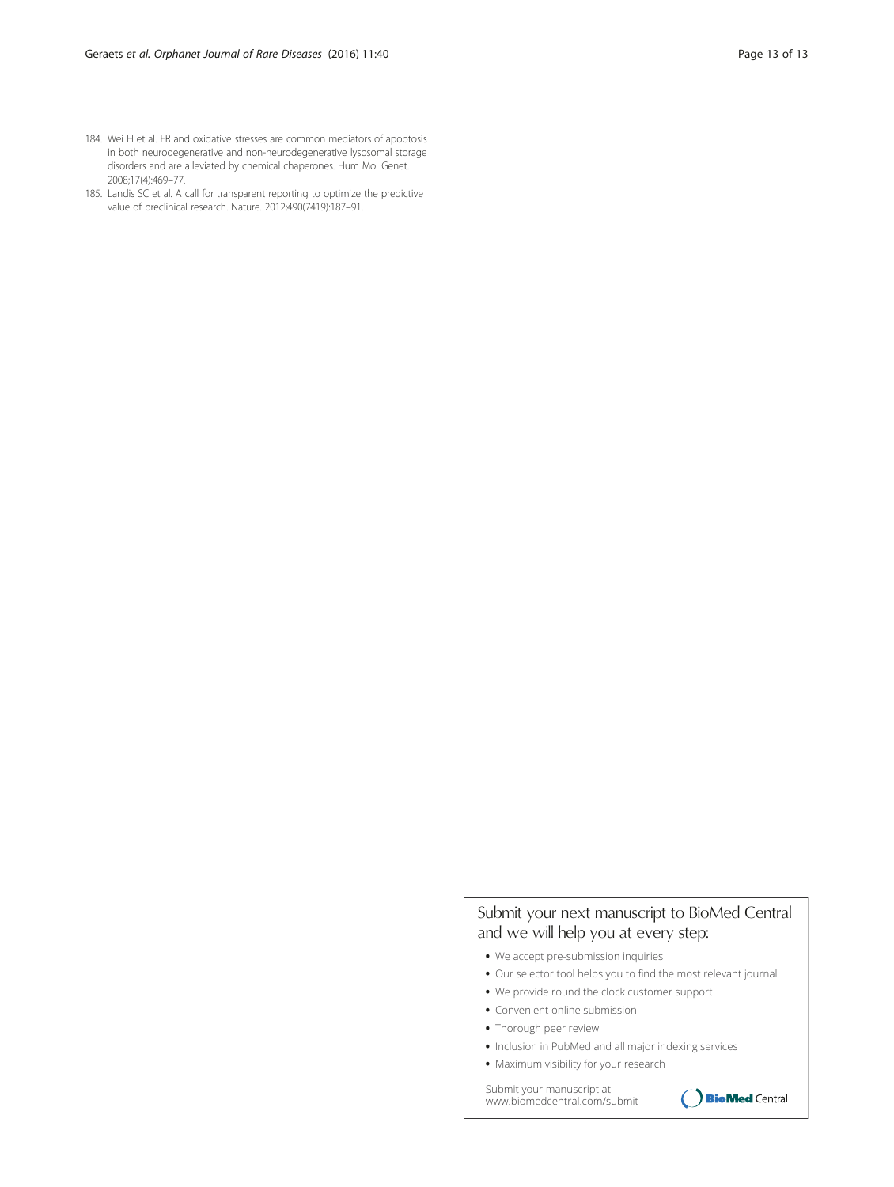184. Wei H et al. ER and oxidative stresses are common mediators of apoptosis in both neurodegenerative and non-neurodegenerative lysosomal storage disorders and are alleviated by chemical chaperones. Hum Mol Genet. 2008;17(4):469–77.
185. Landis SC et al. A call for transparent reporting to optimize the predictive value of preclinical research. Nature. 2012;490(7419):187–91.

Submit your next manuscript to BioMed Central and we will help you at every step:

- We accept pre-submission inquiries
- Our selector tool helps you to find the most relevant journal
- We provide round the clock customer support
- Convenient online submission
- Thorough peer review
- Inclusion in PubMed and all major indexing services
- Maximum visibility for your research

Submit your manuscript at www.biomedcentral.com/submit

BioMed Central